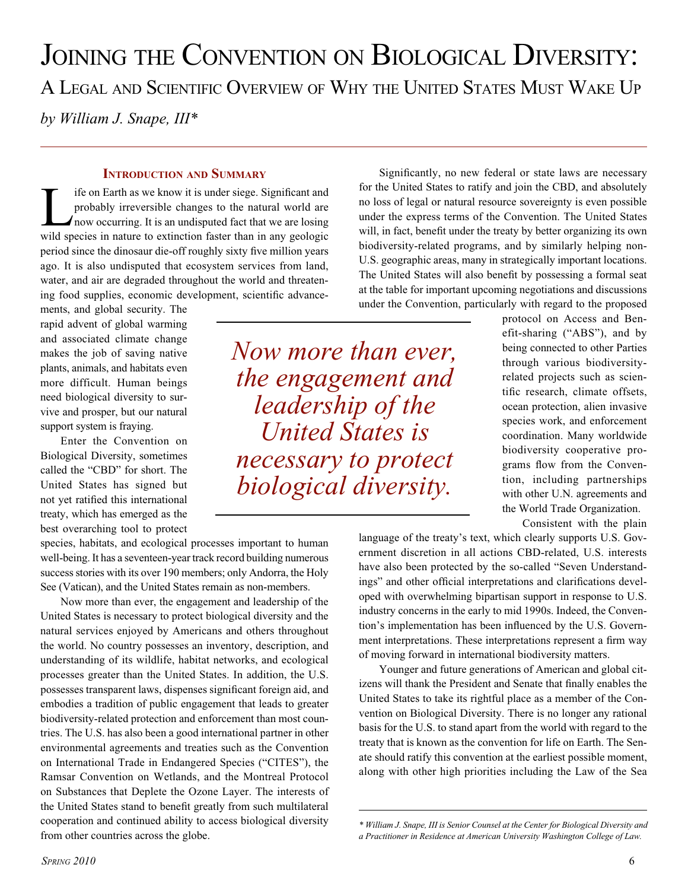# Joining the Convention on Biological Diversity: A Legal and Scientific Overview of Why the United States Must Wake Up

*by William J. Snape, III**

## Introduction and Summary

Life on Earth as we know it is under siege. Significant and probably irreversible changes to the natural world are now occurring. It is an undisputed fact that we are losing wild species in nature to extinction faster than in any geologic period since the dinosaur die-off roughly sixty five million years ago. It is also undisputed that ecosystem services from land, water, and air are degraded throughout the world and threatening food supplies, economic development, scientific advancements, and global security. The rapid advent of global warming and associated climate change makes the job of saving native plants, animals, and habitats even more difficult. Human beings need biological diversity to survive and prosper, but our natural support system is fraying.

Enter the Convention on Biological Diversity, sometimes called the "CBD" for short. The United States has signed but not yet ratified this international treaty, which has emerged as the best overarching tool to protect species, habitats, and ecological processes important to human well-being. It has a seventeen-year track record building numerous success stories with its over 190 members; only Andorra, the Holy See (Vatican), and the United States remain as non-members.

Now more than ever, the engagement and leadership of the United States is necessary to protect biological diversity and the natural services enjoyed by Americans and others throughout the world. No country possesses an inventory, description, and understanding of its wildlife, habitat networks, and ecological processes greater than the United States. In addition, the U.S. possesses transparent laws, dispenses significant foreign aid, and embodies a tradition of public engagement that leads to greater biodiversity-related protection and enforcement than most countries. The U.S. has also been a good international partner in other environmental agreements and treaties such as the Convention on International Trade in Endangered Species ("CITES"), the Ramsar Convention on Wetlands, and the Montreal Protocol on Substances that Deplete the Ozone Layer. The interests of the United States stand to benefit greatly from such multilateral cooperation and continued ability to access biological diversity from other countries across the globe.

Significantly, no new federal or state laws are necessary for the United States to ratify and join the CBD, and absolutely no loss of legal or natural resource sovereignty is even possible under the express terms of the Convention. The United States will, in fact, benefit under the treaty by better organizing its own biodiversity-related programs, and by similarly helping non-U.S. geographic areas, many in strategically important locations. The United States will also benefit by possessing a formal seat at the table for important upcoming negotiations and discussions under the Convention, particularly with regard to the proposed protocol on Access and Benefit-sharing ("ABS"), and by being connected to other Parties through various biodiversity-related projects such as scientific research, climate offsets, ocean protection, alien invasive species work, and enforcement coordination. Many worldwide biodiversity cooperative programs flow from the Convention, including partnerships with other U.N. agreements and the World Trade Organization.

> *Now more than ever, the engagement and leadership of the United States is necessary to protect biological diversity.*

Consistent with the plain language of the treaty's text, which clearly supports U.S. Government discretion in all actions CBD-related, U.S. interests have also been protected by the so-called "Seven Understandings" and other official interpretations and clarifications developed with overwhelming bipartisan support in response to U.S. industry concerns in the early to mid 1990s. Indeed, the Convention's implementation has been influenced by the U.S. Government interpretations. These interpretations represent a firm way of moving forward in international biodiversity matters.

Younger and future generations of American and global citizens will thank the President and Senate that finally enables the United States to take its rightful place as a member of the Convention on Biological Diversity. There is no longer any rational basis for the U.S. to stand apart from the world with regard to the treaty that is known as the convention for life on Earth. The Senate should ratify this convention at the earliest possible moment, along with other high priorities including the Law of the Sea

---

\* *William J. Snape, III is Senior Counsel at the Center for Biological Diversity and a Practitioner in Residence at American University Washington College of Law.*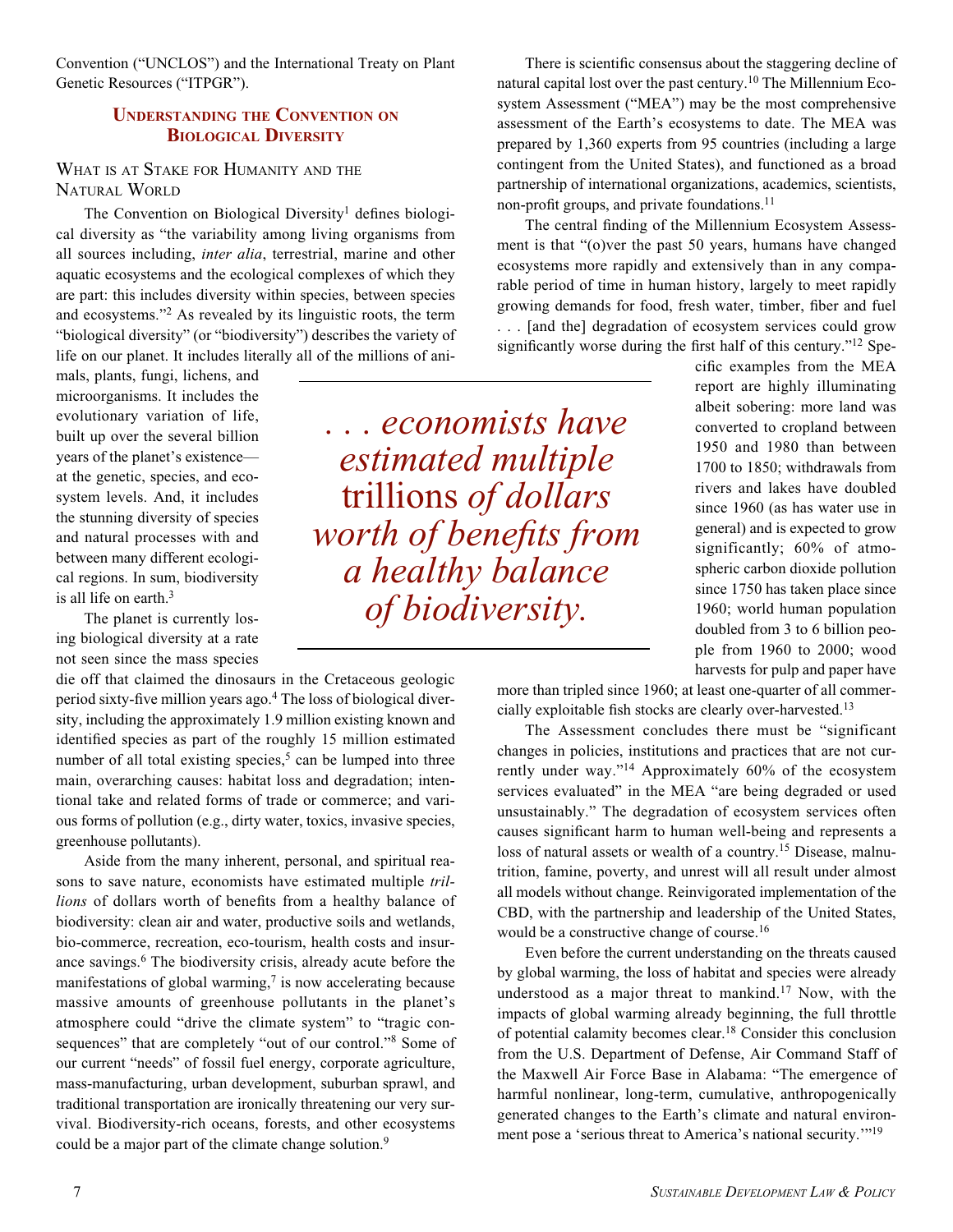Convention ("UNCLOS") and the International Treaty on Plant Genetic Resources ("ITPGR").

## Understanding the Convention on Biological Diversity

### What is at Stake for Humanity and the Natural World

The Convention on Biological Diversity[1] defines biological diversity as "the variability among living organisms from all sources including, *inter alia*, terrestrial, marine and other aquatic ecosystems and the ecological complexes of which they are part: this includes diversity within species, between species and ecosystems."[2] As revealed by its linguistic roots, the term "biological diversity" (or "biodiversity") describes the variety of life on our planet. It includes literally all of the millions of animals, plants, fungi, lichens, and microorganisms. It includes the evolutionary variation of life, built up over the several billion years of the planet's existence—at the genetic, species, and ecosystem levels. And, it includes the stunning diversity of species and natural processes with and between many different ecological regions. In sum, biodiversity is all life on earth.[3]

The planet is currently losing biological diversity at a rate not seen since the mass species die off that claimed the dinosaurs in the Cretaceous geologic period sixty-five million years ago.[4] The loss of biological diversity, including the approximately 1.9 million existing known and identified species as part of the roughly 15 million estimated number of all total existing species,[5] can be lumped into three main, overarching causes: habitat loss and degradation; intentional take and related forms of trade or commerce; and various forms of pollution (e.g., dirty water, toxics, invasive species, greenhouse pollutants).

Aside from the many inherent, personal, and spiritual reasons to save nature, economists have estimated multiple *trillions* of dollars worth of benefits from a healthy balance of biodiversity: clean air and water, productive soils and wetlands, bio-commerce, recreation, eco-tourism, health costs and insurance savings.[6] The biodiversity crisis, already acute before the manifestations of global warming,[7] is now accelerating because massive amounts of greenhouse pollutants in the planet's atmosphere could "drive the climate system" to "tragic consequences" that are completely "out of our control."[8] Some of our current "needs" of fossil fuel energy, corporate agriculture, mass-manufacturing, urban development, suburban sprawl, and traditional transportation are ironically threatening our very survival. Biodiversity-rich oceans, forests, and other ecosystems could be a major part of the climate change solution.[9]

> *. . . economists have estimated multiple* trillions *of dollars worth of benefits from a healthy balance of biodiversity.*

There is scientific consensus about the staggering decline of natural capital lost over the past century.[10] The Millennium Ecosystem Assessment ("MEA") may be the most comprehensive assessment of the Earth's ecosystems to date. The MEA was prepared by 1,360 experts from 95 countries (including a large contingent from the United States), and functioned as a broad partnership of international organizations, academics, scientists, non-profit groups, and private foundations.[11]

The central finding of the Millennium Ecosystem Assessment is that "(o)ver the past 50 years, humans have changed ecosystems more rapidly and extensively than in any comparable period of time in human history, largely to meet rapidly growing demands for food, fresh water, timber, fiber and fuel . . . [and the] degradation of ecosystem services could grow significantly worse during the first half of this century."[12] Specific examples from the MEA report are highly illuminating albeit sobering: more land was converted to cropland between 1950 and 1980 than between 1700 to 1850; withdrawals from rivers and lakes have doubled since 1960 (as has water use in general) and is expected to grow significantly; 60% of atmospheric carbon dioxide pollution since 1750 has taken place since 1960; world human population doubled from 3 to 6 billion people from 1960 to 2000; wood harvests for pulp and paper have more than tripled since 1960; at least one-quarter of all commercially exploitable fish stocks are clearly over-harvested.[13]

The Assessment concludes there must be "significant changes in policies, institutions and practices that are not currently under way."[14] Approximately 60% of the ecosystem services evaluated" in the MEA "are being degraded or used unsustainably." The degradation of ecosystem services often causes significant harm to human well-being and represents a loss of natural assets or wealth of a country.[15] Disease, malnutrition, famine, poverty, and unrest will all result under almost all models without change. Reinvigorated implementation of the CBD, with the partnership and leadership of the United States, would be a constructive change of course.[16]

Even before the current understanding on the threats caused by global warming, the loss of habitat and species were already understood as a major threat to mankind.[17] Now, with the impacts of global warming already beginning, the full throttle of potential calamity becomes clear.[18] Consider this conclusion from the U.S. Department of Defense, Air Command Staff of the Maxwell Air Force Base in Alabama: "The emergence of harmful nonlinear, long-term, cumulative, anthropogenically generated changes to the Earth's climate and natural environment pose a 'serious threat to America's national security.'"[19]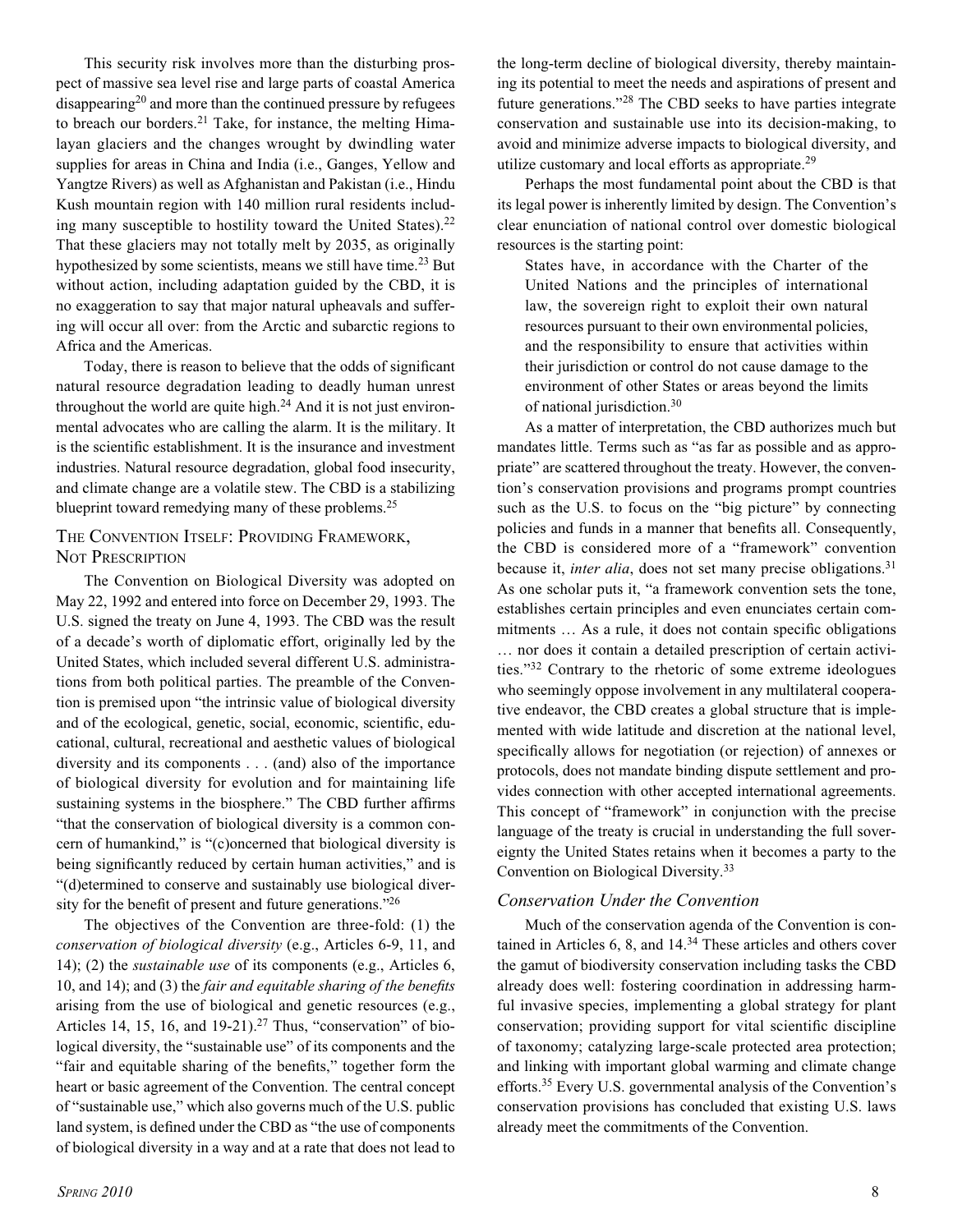This security risk involves more than the disturbing prospect of massive sea level rise and large parts of coastal America disappearing[20] and more than the continued pressure by refugees to breach our borders.[21] Take, for instance, the melting Himalayan glaciers and the changes wrought by dwindling water supplies for areas in China and India (i.e., Ganges, Yellow and Yangtze Rivers) as well as Afghanistan and Pakistan (i.e., Hindu Kush mountain region with 140 million rural residents including many susceptible to hostility toward the United States).[22] That these glaciers may not totally melt by 2035, as originally hypothesized by some scientists, means we still have time.[23] But without action, including adaptation guided by the CBD, it is no exaggeration to say that major natural upheavals and suffering will occur all over: from the Arctic and subarctic regions to Africa and the Americas.

Today, there is reason to believe that the odds of significant natural resource degradation leading to deadly human unrest throughout the world are quite high.[24] And it is not just environmental advocates who are calling the alarm. It is the military. It is the scientific establishment. It is the insurance and investment industries. Natural resource degradation, global food insecurity, and climate change are a volatile stew. The CBD is a stabilizing blueprint toward remedying many of these problems.[25]

## The Convention Itself: Providing Framework, Not Prescription

The Convention on Biological Diversity was adopted on May 22, 1992 and entered into force on December 29, 1993. The U.S. signed the treaty on June 4, 1993. The CBD was the result of a decade's worth of diplomatic effort, originally led by the United States, which included several different U.S. administrations from both political parties. The preamble of the Convention is premised upon "the intrinsic value of biological diversity and of the ecological, genetic, social, economic, scientific, educational, cultural, recreational and aesthetic values of biological diversity and its components . . . (and) also of the importance of biological diversity for evolution and for maintaining life sustaining systems in the biosphere." The CBD further affirms "that the conservation of biological diversity is a common concern of humankind," is "(c)oncerned that biological diversity is being significantly reduced by certain human activities," and is "(d)etermined to conserve and sustainably use biological diversity for the benefit of present and future generations."[26]

The objectives of the Convention are three-fold: (1) the *conservation of biological diversity* (e.g., Articles 6-9, 11, and 14); (2) the *sustainable use* of its components (e.g., Articles 6, 10, and 14); and (3) the *fair and equitable sharing of the benefits* arising from the use of biological and genetic resources (e.g., Articles 14, 15, 16, and 19-21).[27] Thus, "conservation" of biological diversity, the "sustainable use" of its components and the "fair and equitable sharing of the benefits," together form the heart or basic agreement of the Convention. The central concept of "sustainable use," which also governs much of the U.S. public land system, is defined under the CBD as "the use of components of biological diversity in a way and at a rate that does not lead to the long-term decline of biological diversity, thereby maintaining its potential to meet the needs and aspirations of present and future generations."[28] The CBD seeks to have parties integrate conservation and sustainable use into its decision-making, to avoid and minimize adverse impacts to biological diversity, and utilize customary and local efforts as appropriate.[29]

Perhaps the most fundamental point about the CBD is that its legal power is inherently limited by design. The Convention's clear enunciation of national control over domestic biological resources is the starting point:

> States have, in accordance with the Charter of the United Nations and the principles of international law, the sovereign right to exploit their own natural resources pursuant to their own environmental policies, and the responsibility to ensure that activities within their jurisdiction or control do not cause damage to the environment of other States or areas beyond the limits of national jurisdiction.[30]

As a matter of interpretation, the CBD authorizes much but mandates little. Terms such as "as far as possible and as appropriate" are scattered throughout the treaty. However, the convention's conservation provisions and programs prompt countries such as the U.S. to focus on the "big picture" by connecting policies and funds in a manner that benefits all. Consequently, the CBD is considered more of a "framework" convention because it, *inter alia*, does not set many precise obligations.[31] As one scholar puts it, "a framework convention sets the tone, establishes certain principles and even enunciates certain commitments … As a rule, it does not contain specific obligations … nor does it contain a detailed prescription of certain activities."[32] Contrary to the rhetoric of some extreme ideologues who seemingly oppose involvement in any multilateral cooperative endeavor, the CBD creates a global structure that is implemented with wide latitude and discretion at the national level, specifically allows for negotiation (or rejection) of annexes or protocols, does not mandate binding dispute settlement and provides connection with other accepted international agreements. This concept of "framework" in conjunction with the precise language of the treaty is crucial in understanding the full sovereignty the United States retains when it becomes a party to the Convention on Biological Diversity.[33]

### *Conservation Under the Convention*

Much of the conservation agenda of the Convention is contained in Articles 6, 8, and 14.[34] These articles and others cover the gamut of biodiversity conservation including tasks the CBD already does well: fostering coordination in addressing harmful invasive species, implementing a global strategy for plant conservation; providing support for vital scientific discipline of taxonomy; catalyzing large-scale protected area protection; and linking with important global warming and climate change efforts.[35] Every U.S. governmental analysis of the Convention's conservation provisions has concluded that existing U.S. laws already meet the commitments of the Convention.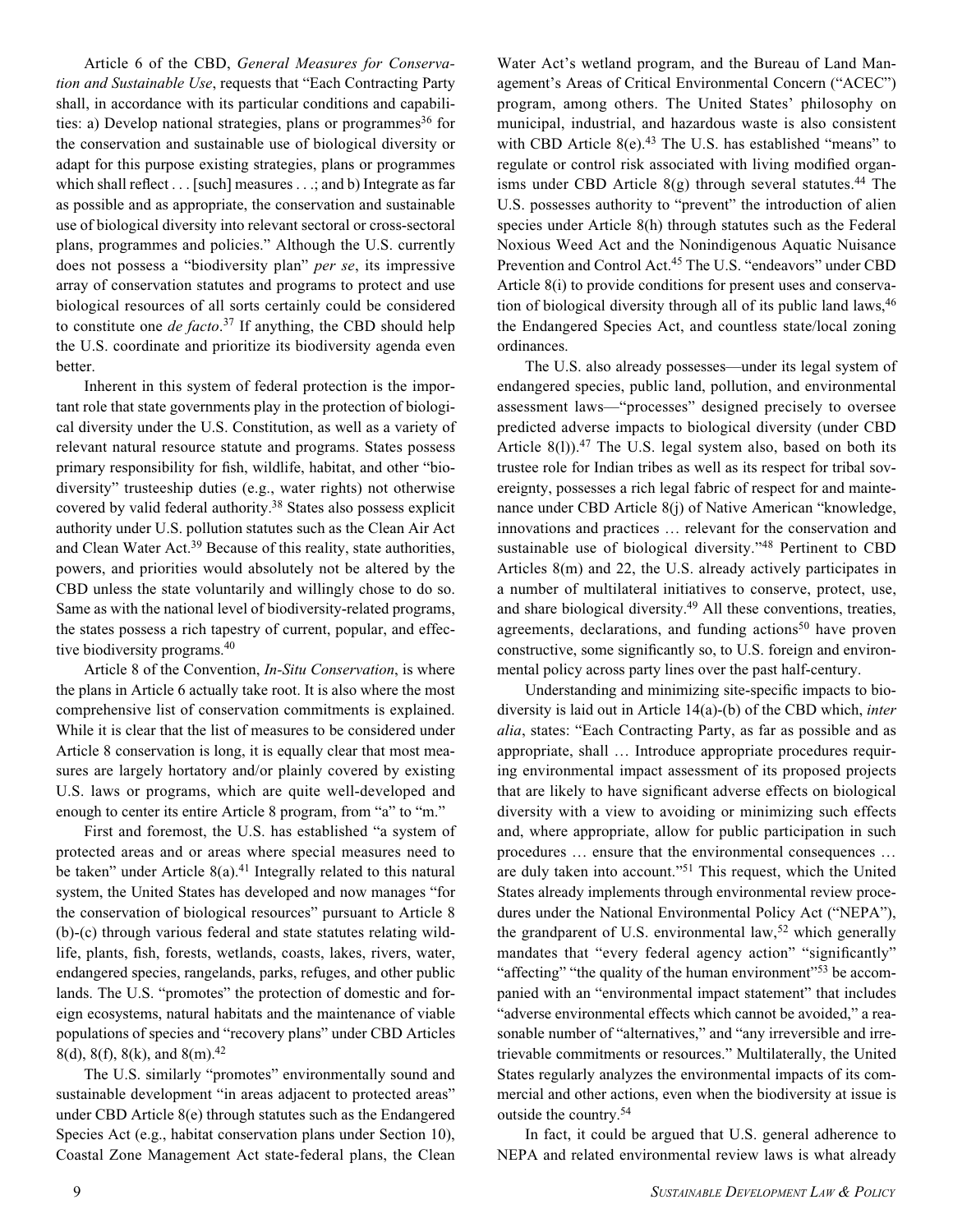Article 6 of the CBD, *General Measures for Conservation and Sustainable Use*, requests that "Each Contracting Party shall, in accordance with its particular conditions and capabilities: a) Develop national strategies, plans or programmes[36] for the conservation and sustainable use of biological diversity or adapt for this purpose existing strategies, plans or programmes which shall reflect . . . [such] measures . . .; and b) Integrate as far as possible and as appropriate, the conservation and sustainable use of biological diversity into relevant sectoral or cross-sectoral plans, programmes and policies." Although the U.S. currently does not possess a "biodiversity plan" *per se*, its impressive array of conservation statutes and programs to protect and use biological resources of all sorts certainly could be considered to constitute one *de facto*.[37] If anything, the CBD should help the U.S. coordinate and prioritize its biodiversity agenda even better.

Inherent in this system of federal protection is the important role that state governments play in the protection of biological diversity under the U.S. Constitution, as well as a variety of relevant natural resource statute and programs. States possess primary responsibility for fish, wildlife, habitat, and other "biodiversity" trusteeship duties (e.g., water rights) not otherwise covered by valid federal authority.[38] States also possess explicit authority under U.S. pollution statutes such as the Clean Air Act and Clean Water Act.[39] Because of this reality, state authorities, powers, and priorities would absolutely not be altered by the CBD unless the state voluntarily and willingly chose to do so. Same as with the national level of biodiversity-related programs, the states possess a rich tapestry of current, popular, and effective biodiversity programs.[40]

Article 8 of the Convention, *In-Situ Conservation*, is where the plans in Article 6 actually take root. It is also where the most comprehensive list of conservation commitments is explained. While it is clear that the list of measures to be considered under Article 8 conservation is long, it is equally clear that most measures are largely hortatory and/or plainly covered by existing U.S. laws or programs, which are quite well-developed and enough to center its entire Article 8 program, from "a" to "m."

First and foremost, the U.S. has established "a system of protected areas and or areas where special measures need to be taken" under Article 8(a).[41] Integrally related to this natural system, the United States has developed and now manages "for the conservation of biological resources" pursuant to Article 8 (b)-(c) through various federal and state statutes relating wildlife, plants, fish, forests, wetlands, coasts, lakes, rivers, water, endangered species, rangelands, parks, refuges, and other public lands. The U.S. "promotes" the protection of domestic and foreign ecosystems, natural habitats and the maintenance of viable populations of species and "recovery plans" under CBD Articles 8(d), 8(f), 8(k), and 8(m).[42]

The U.S. similarly "promotes" environmentally sound and sustainable development "in areas adjacent to protected areas" under CBD Article 8(e) through statutes such as the Endangered Species Act (e.g., habitat conservation plans under Section 10), Coastal Zone Management Act state-federal plans, the Clean Water Act's wetland program, and the Bureau of Land Management's Areas of Critical Environmental Concern ("ACEC") program, among others. The United States' philosophy on municipal, industrial, and hazardous waste is also consistent with CBD Article 8(e).[43] The U.S. has established "means" to regulate or control risk associated with living modified organisms under CBD Article 8(g) through several statutes.[44] The U.S. possesses authority to "prevent" the introduction of alien species under Article 8(h) through statutes such as the Federal Noxious Weed Act and the Nonindigenous Aquatic Nuisance Prevention and Control Act.[45] The U.S. "endeavors" under CBD Article 8(i) to provide conditions for present uses and conservation of biological diversity through all of its public land laws,[46] the Endangered Species Act, and countless state/local zoning ordinances.

The U.S. also already possesses—under its legal system of endangered species, public land, pollution, and environmental assessment laws—"processes" designed precisely to oversee predicted adverse impacts to biological diversity (under CBD Article 8(l)).[47] The U.S. legal system also, based on both its trustee role for Indian tribes as well as its respect for tribal sovereignty, possesses a rich legal fabric of respect for and maintenance under CBD Article 8(j) of Native American "knowledge, innovations and practices … relevant for the conservation and sustainable use of biological diversity."[48] Pertinent to CBD Articles 8(m) and 22, the U.S. already actively participates in a number of multilateral initiatives to conserve, protect, use, and share biological diversity.[49] All these conventions, treaties, agreements, declarations, and funding actions[50] have proven constructive, some significantly so, to U.S. foreign and environmental policy across party lines over the past half-century.

Understanding and minimizing site-specific impacts to biodiversity is laid out in Article 14(a)-(b) of the CBD which, *inter alia*, states: "Each Contracting Party, as far as possible and as appropriate, shall … Introduce appropriate procedures requiring environmental impact assessment of its proposed projects that are likely to have significant adverse effects on biological diversity with a view to avoiding or minimizing such effects and, where appropriate, allow for public participation in such procedures … ensure that the environmental consequences … are duly taken into account."[51] This request, which the United States already implements through environmental review procedures under the National Environmental Policy Act ("NEPA"), the grandparent of U.S. environmental law,[52] which generally mandates that "every federal agency action" "significantly" "affecting" "the quality of the human environment"[53] be accompanied with an "environmental impact statement" that includes "adverse environmental effects which cannot be avoided," a reasonable number of "alternatives," and "any irreversible and irretrievable commitments or resources." Multilaterally, the United States regularly analyzes the environmental impacts of its commercial and other actions, even when the biodiversity at issue is outside the country.[54]

In fact, it could be argued that U.S. general adherence to NEPA and related environmental review laws is what already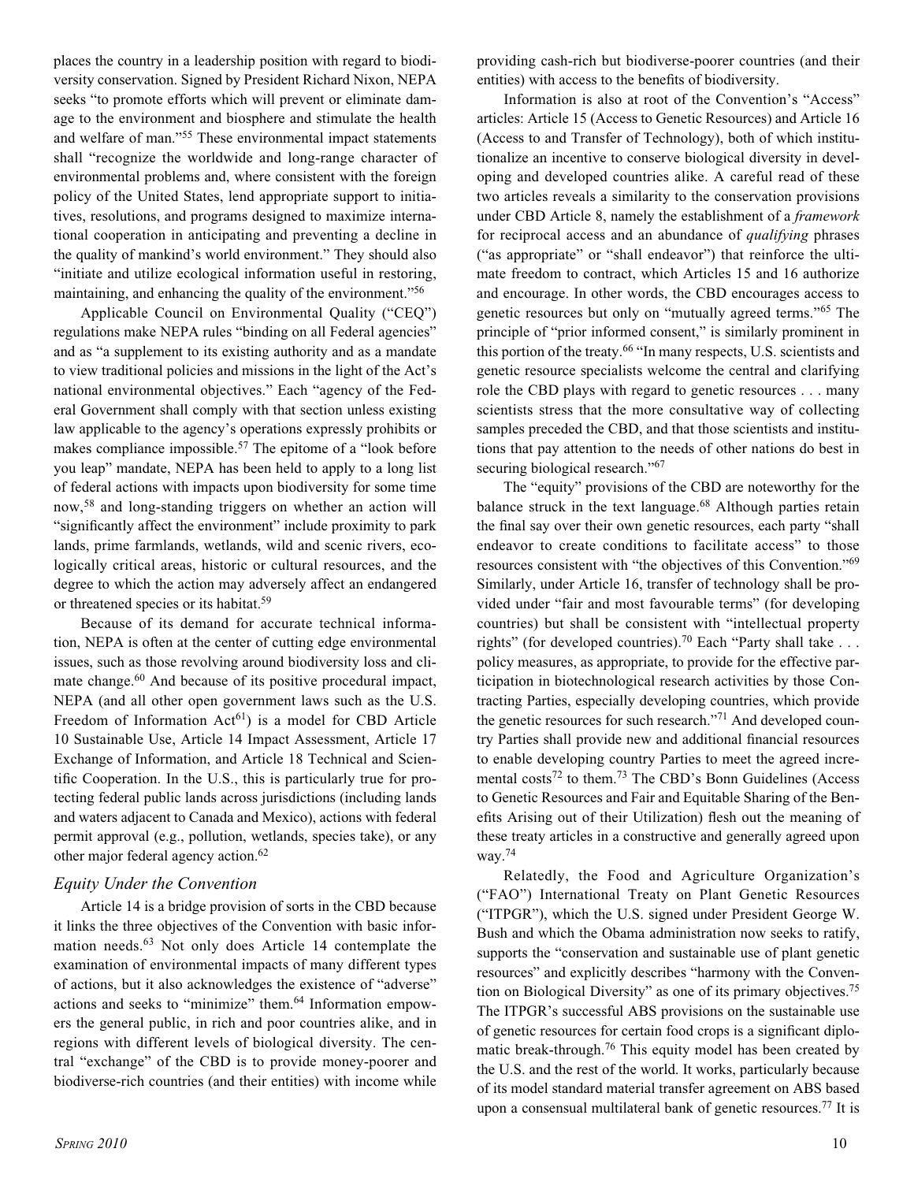places the country in a leadership position with regard to biodiversity conservation. Signed by President Richard Nixon, NEPA seeks "to promote efforts which will prevent or eliminate damage to the environment and biosphere and stimulate the health and welfare of man."[55] These environmental impact statements shall "recognize the worldwide and long-range character of environmental problems and, where consistent with the foreign policy of the United States, lend appropriate support to initiatives, resolutions, and programs designed to maximize international cooperation in anticipating and preventing a decline in the quality of mankind's world environment." They should also "initiate and utilize ecological information useful in restoring, maintaining, and enhancing the quality of the environment."[56]

Applicable Council on Environmental Quality ("CEQ") regulations make NEPA rules "binding on all Federal agencies" and as "a supplement to its existing authority and as a mandate to view traditional policies and missions in the light of the Act's national environmental objectives." Each "agency of the Federal Government shall comply with that section unless existing law applicable to the agency's operations expressly prohibits or makes compliance impossible.[57] The epitome of a "look before you leap" mandate, NEPA has been held to apply to a long list of federal actions with impacts upon biodiversity for some time now,[58] and long-standing triggers on whether an action will "significantly affect the environment" include proximity to park lands, prime farmlands, wetlands, wild and scenic rivers, ecologically critical areas, historic or cultural resources, and the degree to which the action may adversely affect an endangered or threatened species or its habitat.[59]

Because of its demand for accurate technical information, NEPA is often at the center of cutting edge environmental issues, such as those revolving around biodiversity loss and climate change.[60] And because of its positive procedural impact, NEPA (and all other open government laws such as the U.S. Freedom of Information Act[61]) is a model for CBD Article 10 Sustainable Use, Article 14 Impact Assessment, Article 17 Exchange of Information, and Article 18 Technical and Scientific Cooperation. In the U.S., this is particularly true for protecting federal public lands across jurisdictions (including lands and waters adjacent to Canada and Mexico), actions with federal permit approval (e.g., pollution, wetlands, species take), or any other major federal agency action.[62]

### *Equity Under the Convention*

Article 14 is a bridge provision of sorts in the CBD because it links the three objectives of the Convention with basic information needs.[63] Not only does Article 14 contemplate the examination of environmental impacts of many different types of actions, but it also acknowledges the existence of "adverse" actions and seeks to "minimize" them.[64] Information empowers the general public, in rich and poor countries alike, and in regions with different levels of biological diversity. The central "exchange" of the CBD is to provide money-poorer and biodiverse-rich countries (and their entities) with income while providing cash-rich but biodiverse-poorer countries (and their entities) with access to the benefits of biodiversity.

Information is also at root of the Convention's "Access" articles: Article 15 (Access to Genetic Resources) and Article 16 (Access to and Transfer of Technology), both of which institutionalize an incentive to conserve biological diversity in developing and developed countries alike. A careful read of these two articles reveals a similarity to the conservation provisions under CBD Article 8, namely the establishment of a *framework* for reciprocal access and an abundance of *qualifying* phrases ("as appropriate" or "shall endeavor") that reinforce the ultimate freedom to contract, which Articles 15 and 16 authorize and encourage. In other words, the CBD encourages access to genetic resources but only on "mutually agreed terms."[65] The principle of "prior informed consent," is similarly prominent in this portion of the treaty.[66] "In many respects, U.S. scientists and genetic resource specialists welcome the central and clarifying role the CBD plays with regard to genetic resources . . . many scientists stress that the more consultative way of collecting samples preceded the CBD, and that those scientists and institutions that pay attention to the needs of other nations do best in securing biological research."[67]

The "equity" provisions of the CBD are noteworthy for the balance struck in the text language.[68] Although parties retain the final say over their own genetic resources, each party "shall endeavor to create conditions to facilitate access" to those resources consistent with "the objectives of this Convention."[69] Similarly, under Article 16, transfer of technology shall be provided under "fair and most favourable terms" (for developing countries) but shall be consistent with "intellectual property rights" (for developed countries).[70] Each "Party shall take . . . policy measures, as appropriate, to provide for the effective participation in biotechnological research activities by those Contracting Parties, especially developing countries, which provide the genetic resources for such research."[71] And developed country Parties shall provide new and additional financial resources to enable developing country Parties to meet the agreed incremental costs[72] to them.[73] The CBD's Bonn Guidelines (Access to Genetic Resources and Fair and Equitable Sharing of the Benefits Arising out of their Utilization) flesh out the meaning of these treaty articles in a constructive and generally agreed upon way.[74]

Relatedly, the Food and Agriculture Organization's ("FAO") International Treaty on Plant Genetic Resources ("ITPGR"), which the U.S. signed under President George W. Bush and which the Obama administration now seeks to ratify, supports the "conservation and sustainable use of plant genetic resources" and explicitly describes "harmony with the Convention on Biological Diversity" as one of its primary objectives.[75] The ITPGR's successful ABS provisions on the sustainable use of genetic resources for certain food crops is a significant diplomatic break-through.[76] This equity model has been created by the U.S. and the rest of the world. It works, particularly because of its model standard material transfer agreement on ABS based upon a consensual multilateral bank of genetic resources.[77] It is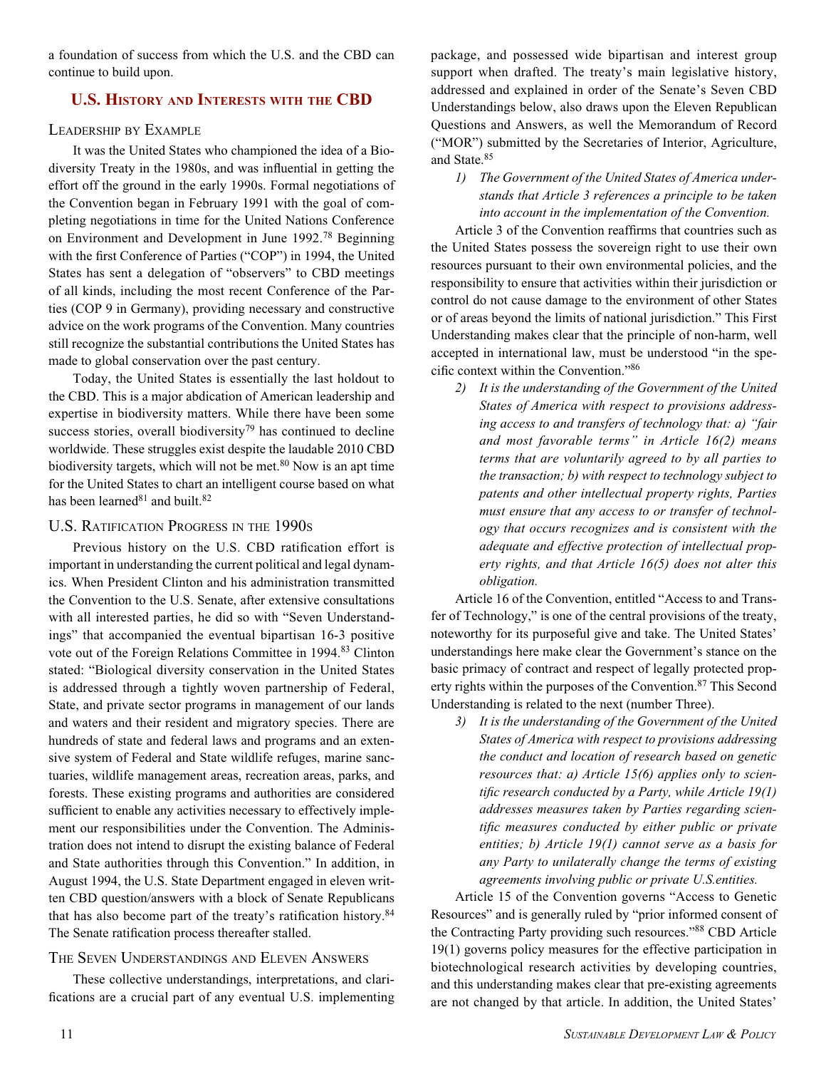a foundation of success from which the U.S. and the CBD can continue to build upon.

## U.S. History and Interests with the CBD

### Leadership by Example

It was the United States who championed the idea of a Biodiversity Treaty in the 1980s, and was influential in getting the effort off the ground in the early 1990s. Formal negotiations of the Convention began in February 1991 with the goal of completing negotiations in time for the United Nations Conference on Environment and Development in June 1992.[78] Beginning with the first Conference of Parties ("COP") in 1994, the United States has sent a delegation of "observers" to CBD meetings of all kinds, including the most recent Conference of the Parties (COP 9 in Germany), providing necessary and constructive advice on the work programs of the Convention. Many countries still recognize the substantial contributions the United States has made to global conservation over the past century.

Today, the United States is essentially the last holdout to the CBD. This is a major abdication of American leadership and expertise in biodiversity matters. While there have been some success stories, overall biodiversity[79] has continued to decline worldwide. These struggles exist despite the laudable 2010 CBD biodiversity targets, which will not be met.[80] Now is an apt time for the United States to chart an intelligent course based on what has been learned[81] and built.[82]

### U.S. Ratification Progress in the 1990s

Previous history on the U.S. CBD ratification effort is important in understanding the current political and legal dynamics. When President Clinton and his administration transmitted the Convention to the U.S. Senate, after extensive consultations with all interested parties, he did so with "Seven Understandings" that accompanied the eventual bipartisan 16-3 positive vote out of the Foreign Relations Committee in 1994.[83] Clinton stated: "Biological diversity conservation in the United States is addressed through a tightly woven partnership of Federal, State, and private sector programs in management of our lands and waters and their resident and migratory species. There are hundreds of state and federal laws and programs and an extensive system of Federal and State wildlife refuges, marine sanctuaries, wildlife management areas, recreation areas, parks, and forests. These existing programs and authorities are considered sufficient to enable any activities necessary to effectively implement our responsibilities under the Convention. The Administration does not intend to disrupt the existing balance of Federal and State authorities through this Convention." In addition, in August 1994, the U.S. State Department engaged in eleven written CBD question/answers with a block of Senate Republicans that has also become part of the treaty's ratification history.[84] The Senate ratification process thereafter stalled.

### The Seven Understandings and Eleven Answers

These collective understandings, interpretations, and clarifications are a crucial part of any eventual U.S. implementing package, and possessed wide bipartisan and interest group support when drafted. The treaty's main legislative history, addressed and explained in order of the Senate's Seven CBD Understandings below, also draws upon the Eleven Republican Questions and Answers, as well the Memorandum of Record ("MOR") submitted by the Secretaries of Interior, Agriculture, and State.[85]

1) *The Government of the United States of America understands that Article 3 references a principle to be taken into account in the implementation of the Convention.*

Article 3 of the Convention reaffirms that countries such as the United States possess the sovereign right to use their own resources pursuant to their own environmental policies, and the responsibility to ensure that activities within their jurisdiction or control do not cause damage to the environment of other States or of areas beyond the limits of national jurisdiction." This First Understanding makes clear that the principle of non-harm, well accepted in international law, must be understood "in the specific context within the Convention."[86]

2) *It is the understanding of the Government of the United States of America with respect to provisions addressing access to and transfers of technology that: a) "fair and most favorable terms" in Article 16(2) means terms that are voluntarily agreed to by all parties to the transaction; b) with respect to technology subject to patents and other intellectual property rights, Parties must ensure that any access to or transfer of technology that occurs recognizes and is consistent with the adequate and effective protection of intellectual property rights, and that Article 16(5) does not alter this obligation.*

Article 16 of the Convention, entitled "Access to and Transfer of Technology," is one of the central provisions of the treaty, noteworthy for its purposeful give and take. The United States' understandings here make clear the Government's stance on the basic primacy of contract and respect of legally protected property rights within the purposes of the Convention.[87] This Second Understanding is related to the next (number Three).

3) *It is the understanding of the Government of the United States of America with respect to provisions addressing the conduct and location of research based on genetic resources that: a) Article 15(6) applies only to scientific research conducted by a Party, while Article 19(1) addresses measures taken by Parties regarding scientific measures conducted by either public or private entities; b) Article 19(1) cannot serve as a basis for any Party to unilaterally change the terms of existing agreements involving public or private U.S.entities.*

Article 15 of the Convention governs "Access to Genetic Resources" and is generally ruled by "prior informed consent of the Contracting Party providing such resources."[88] CBD Article 19(1) governs policy measures for the effective participation in biotechnological research activities by developing countries, and this understanding makes clear that pre-existing agreements are not changed by that article. In addition, the United States'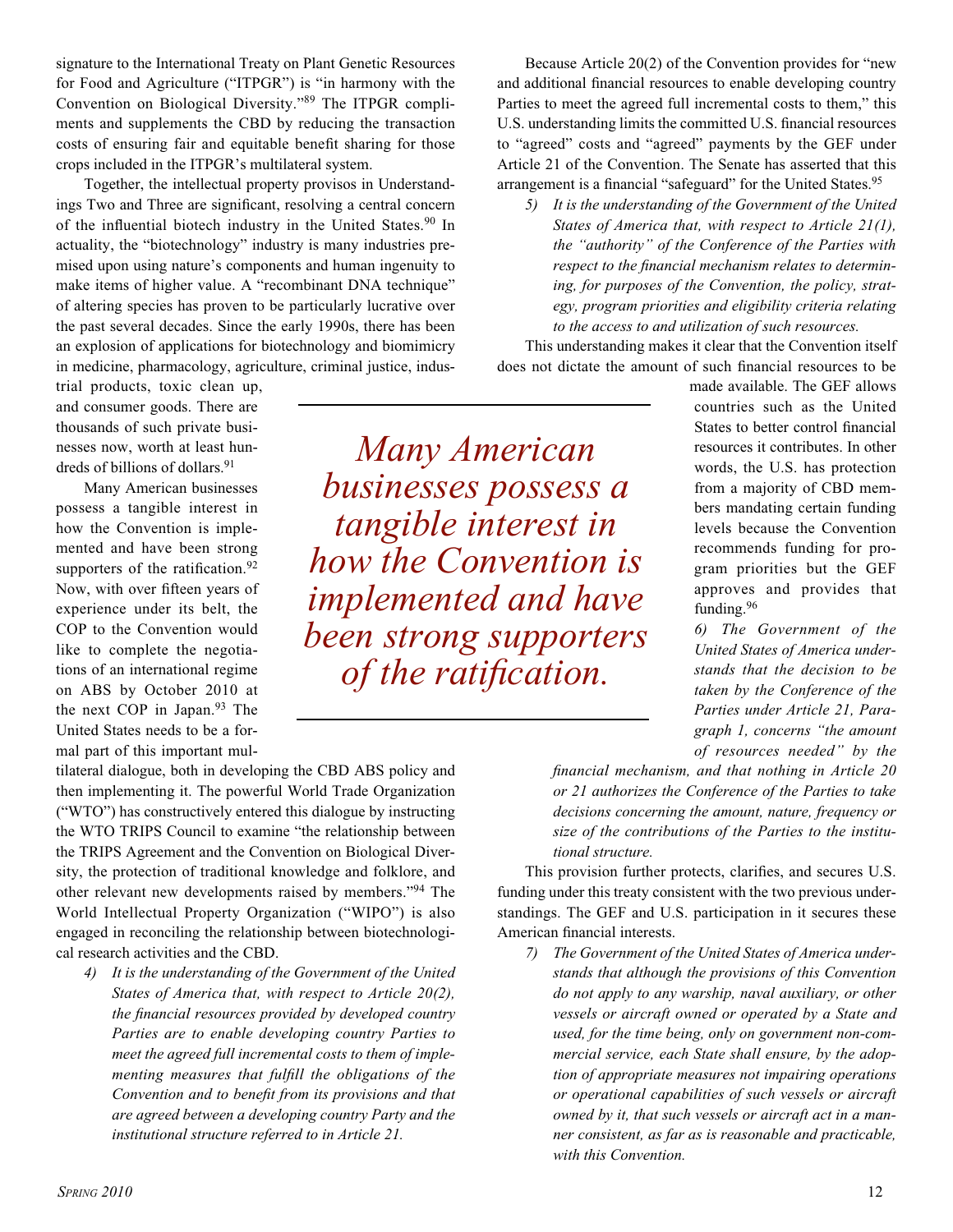signature to the International Treaty on Plant Genetic Resources for Food and Agriculture ("ITPGR") is "in harmony with the Convention on Biological Diversity."[89] The ITPGR compliments and supplements the CBD by reducing the transaction costs of ensuring fair and equitable benefit sharing for those crops included in the ITPGR's multilateral system.

Together, the intellectual property provisos in Understandings Two and Three are significant, resolving a central concern of the influential biotech industry in the United States.[90] In actuality, the "biotechnology" industry is many industries premised upon using nature's components and human ingenuity to make items of higher value. A "recombinant DNA technique" of altering species has proven to be particularly lucrative over the past several decades. Since the early 1990s, there has been an explosion of applications for biotechnology and biomimicry in medicine, pharmacology, agriculture, criminal justice, industrial products, toxic clean up, and consumer goods. There are thousands of such private businesses now, worth at least hundreds of billions of dollars.[91]

Many American businesses possess a tangible interest in how the Convention is implemented and have been strong supporters of the ratification.[92] Now, with over fifteen years of experience under its belt, the COP to the Convention would like to complete the negotiations of an international regime on ABS by October 2010 at the next COP in Japan.[93] The United States needs to be a formal part of this important multilateral dialogue, both in developing the CBD ABS policy and then implementing it. The powerful World Trade Organization ("WTO") has constructively entered this dialogue by instructing the WTO TRIPS Council to examine "the relationship between the TRIPS Agreement and the Convention on Biological Diversity, the protection of traditional knowledge and folklore, and other relevant new developments raised by members."[94] The World Intellectual Property Organization ("WIPO") is also engaged in reconciling the relationship between biotechnological research activities and the CBD.

*Many American businesses possess a tangible interest in how the Convention is implemented and have been strong supporters of the ratification.*

4) *It is the understanding of the Government of the United States of America that, with respect to Article 20(2), the financial resources provided by developed country Parties are to enable developing country Parties to meet the agreed full incremental costs to them of implementing measures that fulfill the obligations of the Convention and to benefit from its provisions and that are agreed between a developing country Party and the institutional structure referred to in Article 21.*

Because Article 20(2) of the Convention provides for "new and additional financial resources to enable developing country Parties to meet the agreed full incremental costs to them," this U.S. understanding limits the committed U.S. financial resources to "agreed" costs and "agreed" payments by the GEF under Article 21 of the Convention. The Senate has asserted that this arrangement is a financial "safeguard" for the United States.[95]

5) *It is the understanding of the Government of the United States of America that, with respect to Article 21(1), the "authority" of the Conference of the Parties with respect to the financial mechanism relates to determining, for purposes of the Convention, the policy, strategy, program priorities and eligibility criteria relating to the access to and utilization of such resources.*

This understanding makes it clear that the Convention itself does not dictate the amount of such financial resources to be made available. The GEF allows countries such as the United States to better control financial resources it contributes. In other words, the U.S. has protection from a majority of CBD members mandating certain funding levels because the Convention recommends funding for program priorities but the GEF approves and provides that funding.[96]

6) *The Government of the United States of America understands that the decision to be taken by the Conference of the Parties under Article 21, Paragraph 1, concerns "the amount of resources needed" by the financial mechanism, and that nothing in Article 20 or 21 authorizes the Conference of the Parties to take decisions concerning the amount, nature, frequency or size of the contributions of the Parties to the institutional structure.*

This provision further protects, clarifies, and secures U.S. funding under this treaty consistent with the two previous understandings. The GEF and U.S. participation in it secures these American financial interests.

7) *The Government of the United States of America understands that although the provisions of this Convention do not apply to any warship, naval auxiliary, or other vessels or aircraft owned or operated by a State and used, for the time being, only on government non-commercial service, each State shall ensure, by the adoption of appropriate measures not impairing operations or operational capabilities of such vessels or aircraft owned by it, that such vessels or aircraft act in a manner consistent, as far as is reasonable and practicable, with this Convention.*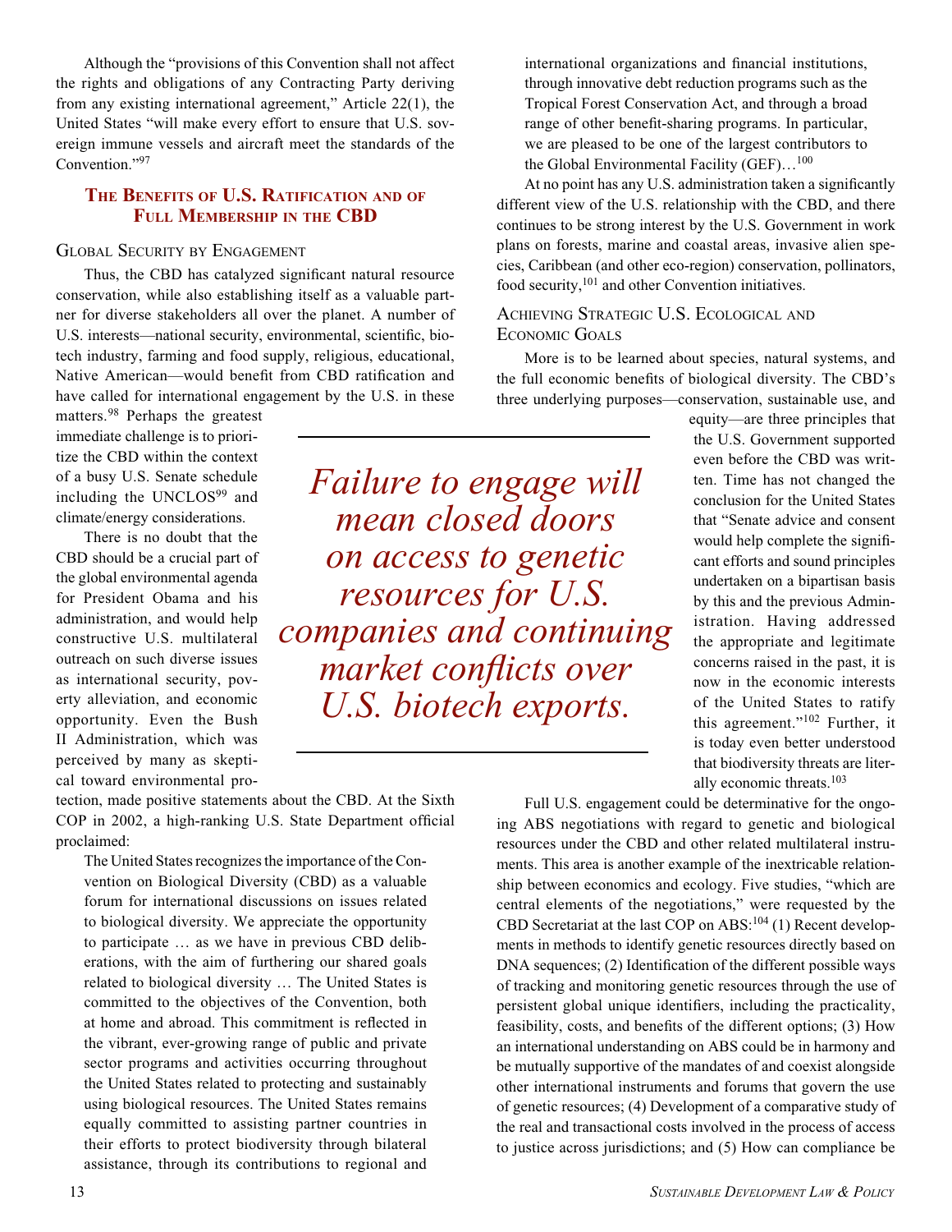Although the "provisions of this Convention shall not affect the rights and obligations of any Contracting Party deriving from any existing international agreement," Article 22(1), the United States "will make every effort to ensure that U.S. sovereign immune vessels and aircraft meet the standards of the Convention."[97]

## The Benefits of U.S. Ratification and of Full Membership in the CBD

### Global Security by Engagement

Thus, the CBD has catalyzed significant natural resource conservation, while also establishing itself as a valuable partner for diverse stakeholders all over the planet. A number of U.S. interests—national security, environmental, scientific, biotech industry, farming and food supply, religious, educational, Native American—would benefit from CBD ratification and have called for international engagement by the U.S. in these matters.[98] Perhaps the greatest immediate challenge is to prioritize the CBD within the context of a busy U.S. Senate schedule including the UNCLOS[99] and climate/energy considerations.

There is no doubt that the CBD should be a crucial part of the global environmental agenda for President Obama and his administration, and would help constructive U.S. multilateral outreach on such diverse issues as international security, poverty alleviation, and economic opportunity. Even the Bush II Administration, which was perceived by many as skeptical toward environmental protection, made positive statements about the CBD. At the Sixth COP in 2002, a high-ranking U.S. State Department official proclaimed:

> The United States recognizes the importance of the Convention on Biological Diversity (CBD) as a valuable forum for international discussions on issues related to biological diversity. We appreciate the opportunity to participate … as we have in previous CBD deliberations, with the aim of furthering our shared goals related to biological diversity … The United States is committed to the objectives of the Convention, both at home and abroad. This commitment is reflected in the vibrant, ever-growing range of public and private sector programs and activities occurring throughout the United States related to protecting and sustainably using biological resources. The United States remains equally committed to assisting partner countries in their efforts to protect biodiversity through bilateral assistance, through its contributions to regional and international organizations and financial institutions, through innovative debt reduction programs such as the Tropical Forest Conservation Act, and through a broad range of other benefit-sharing programs. In particular, we are pleased to be one of the largest contributors to the Global Environmental Facility (GEF)…[100]

At no point has any U.S. administration taken a significantly different view of the U.S. relationship with the CBD, and there continues to be strong interest by the U.S. Government in work plans on forests, marine and coastal areas, invasive alien species, Caribbean (and other eco-region) conservation, pollinators, food security,[101] and other Convention initiatives.

*Failure to engage will mean closed doors on access to genetic resources for U.S. companies and continuing market conflicts over U.S. biotech exports.*

### Achieving Strategic U.S. Ecological and Economic Goals

More is to be learned about species, natural systems, and the full economic benefits of biological diversity. The CBD's three underlying purposes—conservation, sustainable use, and equity—are three principles that the U.S. Government supported even before the CBD was written. Time has not changed the conclusion for the United States that "Senate advice and consent would help complete the significant efforts and sound principles undertaken on a bipartisan basis by this and the previous Administration. Having addressed the appropriate and legitimate concerns raised in the past, it is now in the economic interests of the United States to ratify this agreement."[102] Further, it is today even better understood that biodiversity threats are literally economic threats.[103]

Full U.S. engagement could be determinative for the ongoing ABS negotiations with regard to genetic and biological resources under the CBD and other related multilateral instruments. This area is another example of the inextricable relationship between economics and ecology. Five studies, "which are central elements of the negotiations," were requested by the CBD Secretariat at the last COP on ABS:[104] (1) Recent developments in methods to identify genetic resources directly based on DNA sequences; (2) Identification of the different possible ways of tracking and monitoring genetic resources through the use of persistent global unique identifiers, including the practicality, feasibility, costs, and benefits of the different options; (3) How an international understanding on ABS could be in harmony and be mutually supportive of the mandates of and coexist alongside other international instruments and forums that govern the use of genetic resources; (4) Development of a comparative study of the real and transactional costs involved in the process of access to justice across jurisdictions; and (5) How can compliance be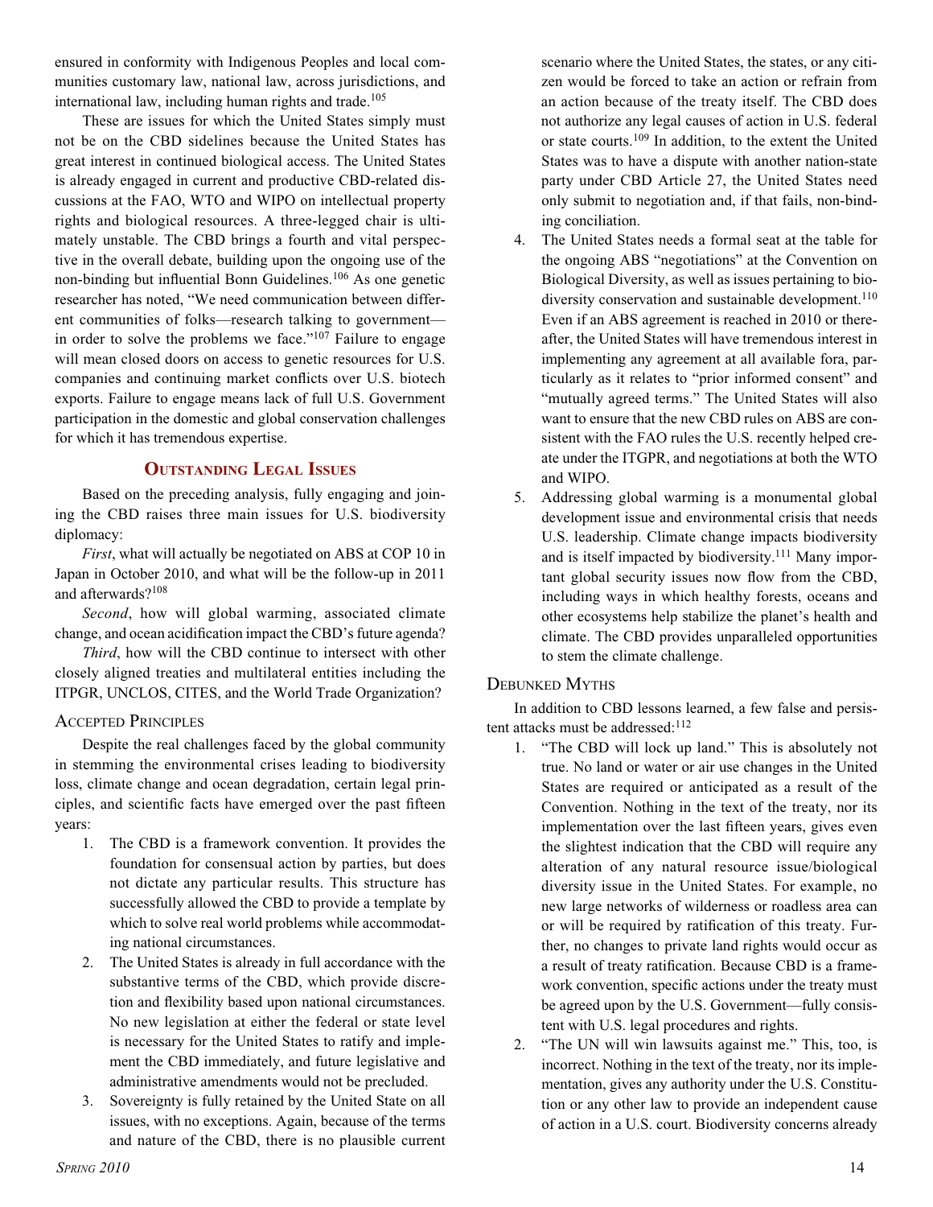ensured in conformity with Indigenous Peoples and local communities customary law, national law, across jurisdictions, and international law, including human rights and trade.[105]

These are issues for which the United States simply must not be on the CBD sidelines because the United States has great interest in continued biological access. The United States is already engaged in current and productive CBD-related discussions at the FAO, WTO and WIPO on intellectual property rights and biological resources. A three-legged chair is ultimately unstable. The CBD brings a fourth and vital perspective in the overall debate, building upon the ongoing use of the non-binding but influential Bonn Guidelines.[106] As one genetic researcher has noted, "We need communication between different communities of folks—research talking to government—in order to solve the problems we face."[107] Failure to engage will mean closed doors on access to genetic resources for U.S. companies and continuing market conflicts over U.S. biotech exports. Failure to engage means lack of full U.S. Government participation in the domestic and global conservation challenges for which it has tremendous expertise.

## Outstanding Legal Issues

Based on the preceding analysis, fully engaging and joining the CBD raises three main issues for U.S. biodiversity diplomacy:

*First*, what will actually be negotiated on ABS at COP 10 in Japan in October 2010, and what will be the follow-up in 2011 and afterwards?[108]

*Second*, how will global warming, associated climate change, and ocean acidification impact the CBD's future agenda?

*Third*, how will the CBD continue to intersect with other closely aligned treaties and multilateral entities including the ITPGR, UNCLOS, CITES, and the World Trade Organization?

### Accepted Principles

Despite the real challenges faced by the global community in stemming the environmental crises leading to biodiversity loss, climate change and ocean degradation, certain legal principles, and scientific facts have emerged over the past fifteen years:

1. The CBD is a framework convention. It provides the foundation for consensual action by parties, but does not dictate any particular results. This structure has successfully allowed the CBD to provide a template by which to solve real world problems while accommodating national circumstances.
2. The United States is already in full accordance with the substantive terms of the CBD, which provide discretion and flexibility based upon national circumstances. No new legislation at either the federal or state level is necessary for the United States to ratify and implement the CBD immediately, and future legislative and administrative amendments would not be precluded.
3. Sovereignty is fully retained by the United State on all issues, with no exceptions. Again, because of the terms and nature of the CBD, there is no plausible current scenario where the United States, the states, or any citizen would be forced to take an action or refrain from an action because of the treaty itself. The CBD does not authorize any legal causes of action in U.S. federal or state courts.[109] In addition, to the extent the United States was to have a dispute with another nation-state party under CBD Article 27, the United States need only submit to negotiation and, if that fails, non-binding conciliation.
4. The United States needs a formal seat at the table for the ongoing ABS "negotiations" at the Convention on Biological Diversity, as well as issues pertaining to biodiversity conservation and sustainable development.[110] Even if an ABS agreement is reached in 2010 or thereafter, the United States will have tremendous interest in implementing any agreement at all available fora, particularly as it relates to "prior informed consent" and "mutually agreed terms." The United States will also want to ensure that the new CBD rules on ABS are consistent with the FAO rules the U.S. recently helped create under the ITGPR, and negotiations at both the WTO and WIPO.
5. Addressing global warming is a monumental global development issue and environmental crisis that needs U.S. leadership. Climate change impacts biodiversity and is itself impacted by biodiversity.[111] Many important global security issues now flow from the CBD, including ways in which healthy forests, oceans and other ecosystems help stabilize the planet's health and climate. The CBD provides unparalleled opportunities to stem the climate challenge.

### Debunked Myths

In addition to CBD lessons learned, a few false and persistent attacks must be addressed:[112]

1. "The CBD will lock up land." This is absolutely not true. No land or water or air use changes in the United States are required or anticipated as a result of the Convention. Nothing in the text of the treaty, nor its implementation over the last fifteen years, gives even the slightest indication that the CBD will require any alteration of any natural resource issue/biological diversity issue in the United States. For example, no new large networks of wilderness or roadless area can or will be required by ratification of this treaty. Further, no changes to private land rights would occur as a result of treaty ratification. Because CBD is a framework convention, specific actions under the treaty must be agreed upon by the U.S. Government—fully consistent with U.S. legal procedures and rights.
2. "The UN will win lawsuits against me." This, too, is incorrect. Nothing in the text of the treaty, nor its implementation, gives any authority under the U.S. Constitution or any other law to provide an independent cause of action in a U.S. court. Biodiversity concerns already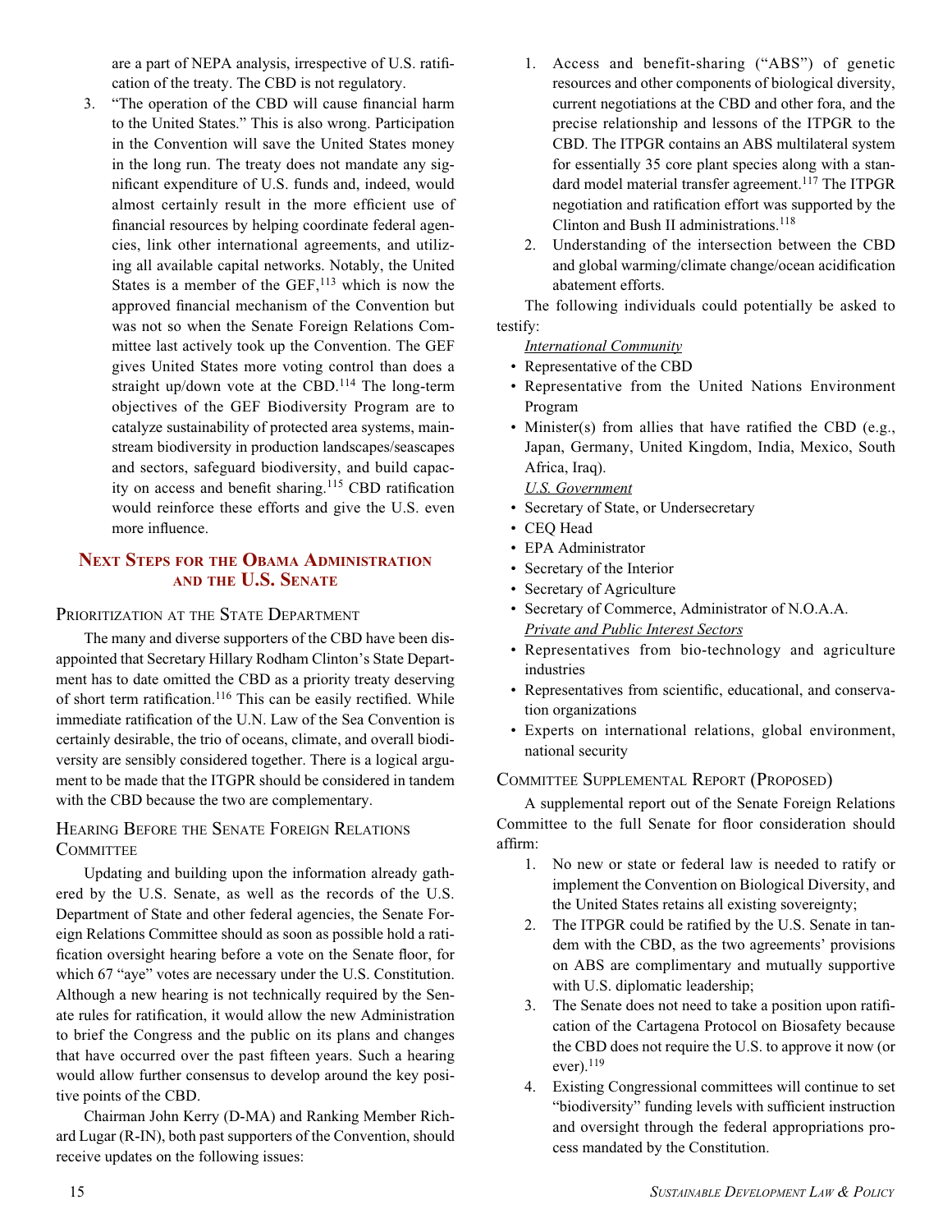are a part of NEPA analysis, irrespective of U.S. ratification of the treaty. The CBD is not regulatory.

3. "The operation of the CBD will cause financial harm to the United States." This is also wrong. Participation in the Convention will save the United States money in the long run. The treaty does not mandate any significant expenditure of U.S. funds and, indeed, would almost certainly result in the more efficient use of financial resources by helping coordinate federal agencies, link other international agreements, and utilizing all available capital networks. Notably, the United States is a member of the GEF,[113] which is now the approved financial mechanism of the Convention but was not so when the Senate Foreign Relations Committee last actively took up the Convention. The GEF gives United States more voting control than does a straight up/down vote at the CBD.[114] The long-term objectives of the GEF Biodiversity Program are to catalyze sustainability of protected area systems, mainstream biodiversity in production landscapes/seascapes and sectors, safeguard biodiversity, and build capacity on access and benefit sharing.[115] CBD ratification would reinforce these efforts and give the U.S. even more influence.

## Next Steps for the Obama Administration and the U.S. Senate

### Prioritization at the State Department

The many and diverse supporters of the CBD have been disappointed that Secretary Hillary Rodham Clinton's State Department has to date omitted the CBD as a priority treaty deserving of short term ratification.[116] This can be easily rectified. While immediate ratification of the U.N. Law of the Sea Convention is certainly desirable, the trio of oceans, climate, and overall biodiversity are sensibly considered together. There is a logical argument to be made that the ITGPR should be considered in tandem with the CBD because the two are complementary.

### Hearing Before the Senate Foreign Relations Committee

Updating and building upon the information already gathered by the U.S. Senate, as well as the records of the U.S. Department of State and other federal agencies, the Senate Foreign Relations Committee should as soon as possible hold a ratification oversight hearing before a vote on the Senate floor, for which 67 "aye" votes are necessary under the U.S. Constitution. Although a new hearing is not technically required by the Senate rules for ratification, it would allow the new Administration to brief the Congress and the public on its plans and changes that have occurred over the past fifteen years. Such a hearing would allow further consensus to develop around the key positive points of the CBD.

Chairman John Kerry (D-MA) and Ranking Member Richard Lugar (R-IN), both past supporters of the Convention, should receive updates on the following issues:

1. Access and benefit-sharing ("ABS") of genetic resources and other components of biological diversity, current negotiations at the CBD and other fora, and the precise relationship and lessons of the ITPGR to the CBD. The ITPGR contains an ABS multilateral system for essentially 35 core plant species along with a standard model material transfer agreement.[117] The ITPGR negotiation and ratification effort was supported by the Clinton and Bush II administrations.[118]
2. Understanding of the intersection between the CBD and global warming/climate change/ocean acidification abatement efforts.

The following individuals could potentially be asked to testify:

<u>International Community</u>

- Representative of the CBD
- Representative from the United Nations Environment Program
- Minister(s) from allies that have ratified the CBD (e.g., Japan, Germany, United Kingdom, India, Mexico, South Africa, Iraq).

<u>U.S. Government</u>

- Secretary of State, or Undersecretary
- CEQ Head
- EPA Administrator
- Secretary of the Interior
- Secretary of Agriculture
- Secretary of Commerce, Administrator of N.O.A.A.

<u>Private and Public Interest Sectors</u>

- Representatives from bio-technology and agriculture industries
- Representatives from scientific, educational, and conservation organizations
- Experts on international relations, global environment, national security

### Committee Supplemental Report (Proposed)

A supplemental report out of the Senate Foreign Relations Committee to the full Senate for floor consideration should affirm:

1. No new or state or federal law is needed to ratify or implement the Convention on Biological Diversity, and the United States retains all existing sovereignty;
2. The ITPGR could be ratified by the U.S. Senate in tandem with the CBD, as the two agreements' provisions on ABS are complimentary and mutually supportive with U.S. diplomatic leadership;
3. The Senate does not need to take a position upon ratification of the Cartagena Protocol on Biosafety because the CBD does not require the U.S. to approve it now (or ever).[119]
4. Existing Congressional committees will continue to set "biodiversity" funding levels with sufficient instruction and oversight through the federal appropriations process mandated by the Constitution.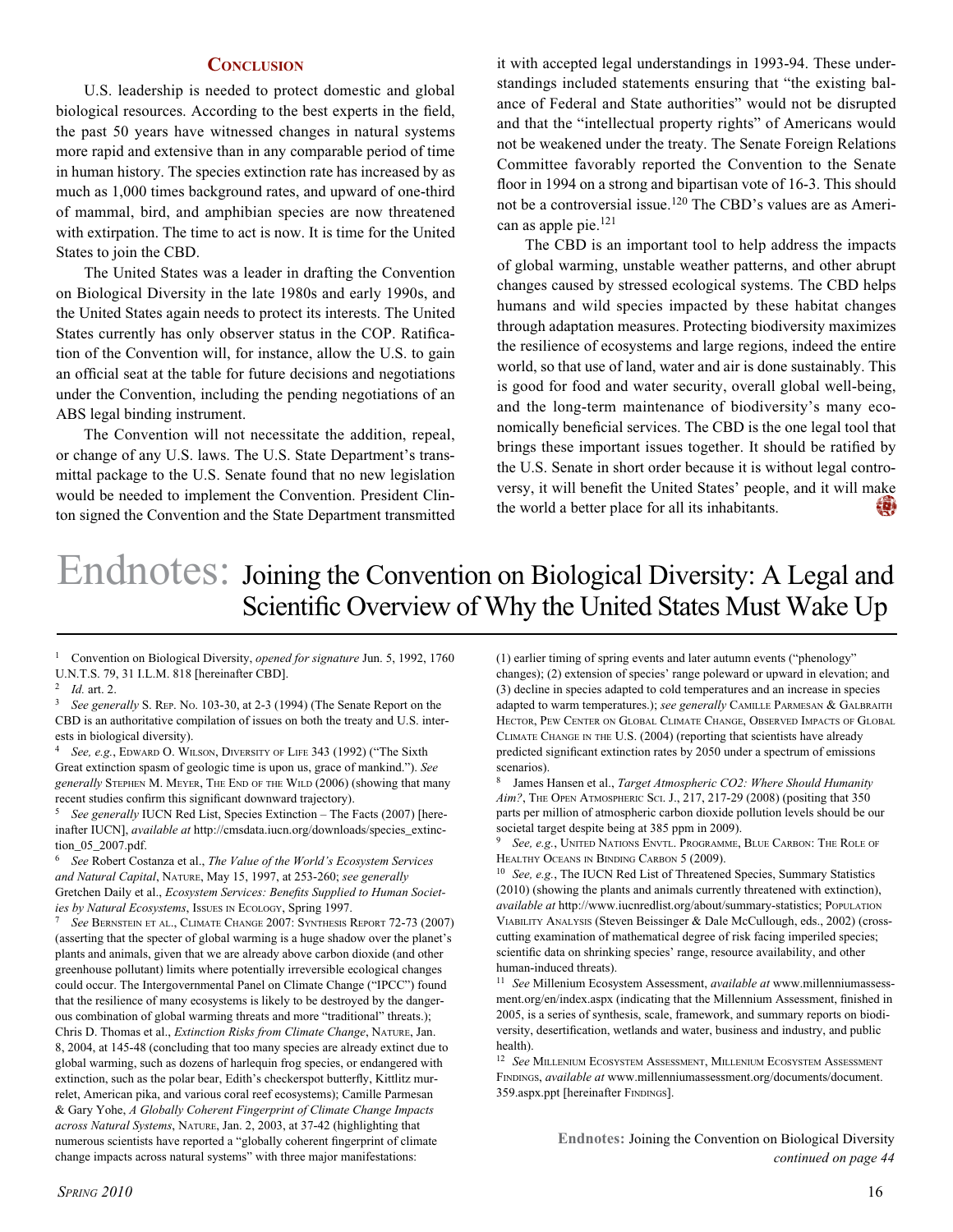## Conclusion

U.S. leadership is needed to protect domestic and global biological resources. According to the best experts in the field, the past 50 years have witnessed changes in natural systems more rapid and extensive than in any comparable period of time in human history. The species extinction rate has increased by as much as 1,000 times background rates, and upward of one-third of mammal, bird, and amphibian species are now threatened with extirpation. The time to act is now. It is time for the United States to join the CBD.

The United States was a leader in drafting the Convention on Biological Diversity in the late 1980s and early 1990s, and the United States again needs to protect its interests. The United States currently has only observer status in the COP. Ratification of the Convention will, for instance, allow the U.S. to gain an official seat at the table for future decisions and negotiations under the Convention, including the pending negotiations of an ABS legal binding instrument.

The Convention will not necessitate the addition, repeal, or change of any U.S. laws. The U.S. State Department's transmittal package to the U.S. Senate found that no new legislation would be needed to implement the Convention. President Clinton signed the Convention and the State Department transmitted it with accepted legal understandings in 1993-94. These understandings included statements ensuring that "the existing balance of Federal and State authorities" would not be disrupted and that the "intellectual property rights" of Americans would not be weakened under the treaty. The Senate Foreign Relations Committee favorably reported the Convention to the Senate floor in 1994 on a strong and bipartisan vote of 16-3. This should not be a controversial issue.[120] The CBD's values are as American as apple pie.[121]

The CBD is an important tool to help address the impacts of global warming, unstable weather patterns, and other abrupt changes caused by stressed ecological systems. The CBD helps humans and wild species impacted by these habitat changes through adaptation measures. Protecting biodiversity maximizes the resilience of ecosystems and large regions, indeed the entire world, so that use of land, water and air is done sustainably. This is good for food and water security, overall global well-being, and the long-term maintenance of biodiversity's many economically beneficial services. The CBD is the one legal tool that brings these important issues together. It should be ratified by the U.S. Senate in short order because it is without legal controversy, it will benefit the United States' people, and it will make the world a better place for all its inhabitants.

# Endnotes: Joining the Convention on Biological Diversity: A Legal and Scientific Overview of Why the United States Must Wake Up

[1] Convention on Biological Diversity, *opened for signature* Jun. 5, 1992, 1760 U.N.T.S. 79, 31 I.L.M. 818 [hereinafter CBD].

[2] *Id.* art. 2.

[3] *See generally* S. Rep. No. 103-30, at 2-3 (1994) (The Senate Report on the CBD is an authoritative compilation of issues on both the treaty and U.S. interests in biological diversity).

[4] *See, e.g.*, Edward O. Wilson, Diversity of Life 343 (1992) ("The Sixth Great extinction spasm of geologic time is upon us, grace of mankind."). *See generally* Stephen M. Meyer, The End of the Wild (2006) (showing that many recent studies confirm this significant downward trajectory).

[5] *See generally* IUCN Red List, Species Extinction – The Facts (2007) [hereinafter IUCN], *available at* http://cmsdata.iucn.org/downloads/species_extinction_05_2007.pdf.

[6] *See* Robert Costanza et al., *The Value of the World's Ecosystem Services and Natural Capital*, Nature, May 15, 1997, at 253-260; *see generally* Gretchen Daily et al., *Ecosystem Services: Benefits Supplied to Human Societies by Natural Ecosystems*, Issues in Ecology, Spring 1997.

[7] *See* Bernstein et al., Climate Change 2007: Synthesis Report 72-73 (2007) (asserting that the specter of global warming is a huge shadow over the planet's plants and animals, given that we are already above carbon dioxide (and other greenhouse pollutant) limits where potentially irreversible ecological changes could occur. The Intergovernmental Panel on Climate Change ("IPCC") found that the resilience of many ecosystems is likely to be destroyed by the dangerous combination of global warming threats and more "traditional" threats.); Chris D. Thomas et al., *Extinction Risks from Climate Change*, Nature, Jan. 8, 2004, at 145-48 (concluding that too many species are already extinct due to global warming, such as dozens of harlequin frog species, or endangered with extinction, such as the polar bear, Edith's checkerspot butterfly, Kittlitz murrelet, American pika, and various coral reef ecosystems); Camille Parmesan & Gary Yohe, *A Globally Coherent Fingerprint of Climate Change Impacts across Natural Systems*, Nature, Jan. 2, 2003, at 37-42 (highlighting that numerous scientists have reported a "globally coherent fingerprint of climate change impacts across natural systems" with three major manifestations: (1) earlier timing of spring events and later autumn events ("phenology" changes); (2) extension of species' range poleward or upward in elevation; and (3) decline in species adapted to cold temperatures and an increase in species adapted to warm temperatures.); *see generally* Camille Parmesan & Galbraith Hector, Pew Center on Global Climate Change, Observed Impacts of Global Climate Change in the U.S. (2004) (reporting that scientists have already predicted significant extinction rates by 2050 under a spectrum of emissions scenarios).

[8] James Hansen et al., *Target Atmospheric CO2: Where Should Humanity Aim?*, The Open Atmospheric Sci. J., 217, 217-29 (2008) (positing that 350 parts per million of atmospheric carbon dioxide pollution levels should be our societal target despite being at 385 ppm in 2009).

[9] *See, e.g.*, United Nations Envtl. Programme, Blue Carbon: The Role of Healthy Oceans in Binding Carbon 5 (2009).

[10] *See, e.g.*, The IUCN Red List of Threatened Species, Summary Statistics (2010) (showing the plants and animals currently threatened with extinction), *available at* http://www.iucnredlist.org/about/summary-statistics; Population Viability Analysis (Steven Beissinger & Dale McCullough, eds., 2002) (cross-cutting examination of mathematical degree of risk facing imperiled species; scientific data on shrinking species' range, resource availability, and other human-induced threats).

[11] *See* Millenium Ecosystem Assessment, *available at* www.millenniumassessment.org/en/index.aspx (indicating that the Millenium Assessment, finished in 2005, is a series of synthesis, scale, framework, and summary reports on biodiversity, desertification, wetlands and water, business and industry, and public health).

[12] *See* Millenium Ecosystem Assessment, Millenium Ecosystem Assessment Findings, *available at* www.millenniumassessment.org/documents/document.359.aspx.ppt [hereinafter Findings].

**Endnotes:** Joining the Convention on Biological Diversity
*continued on page 44*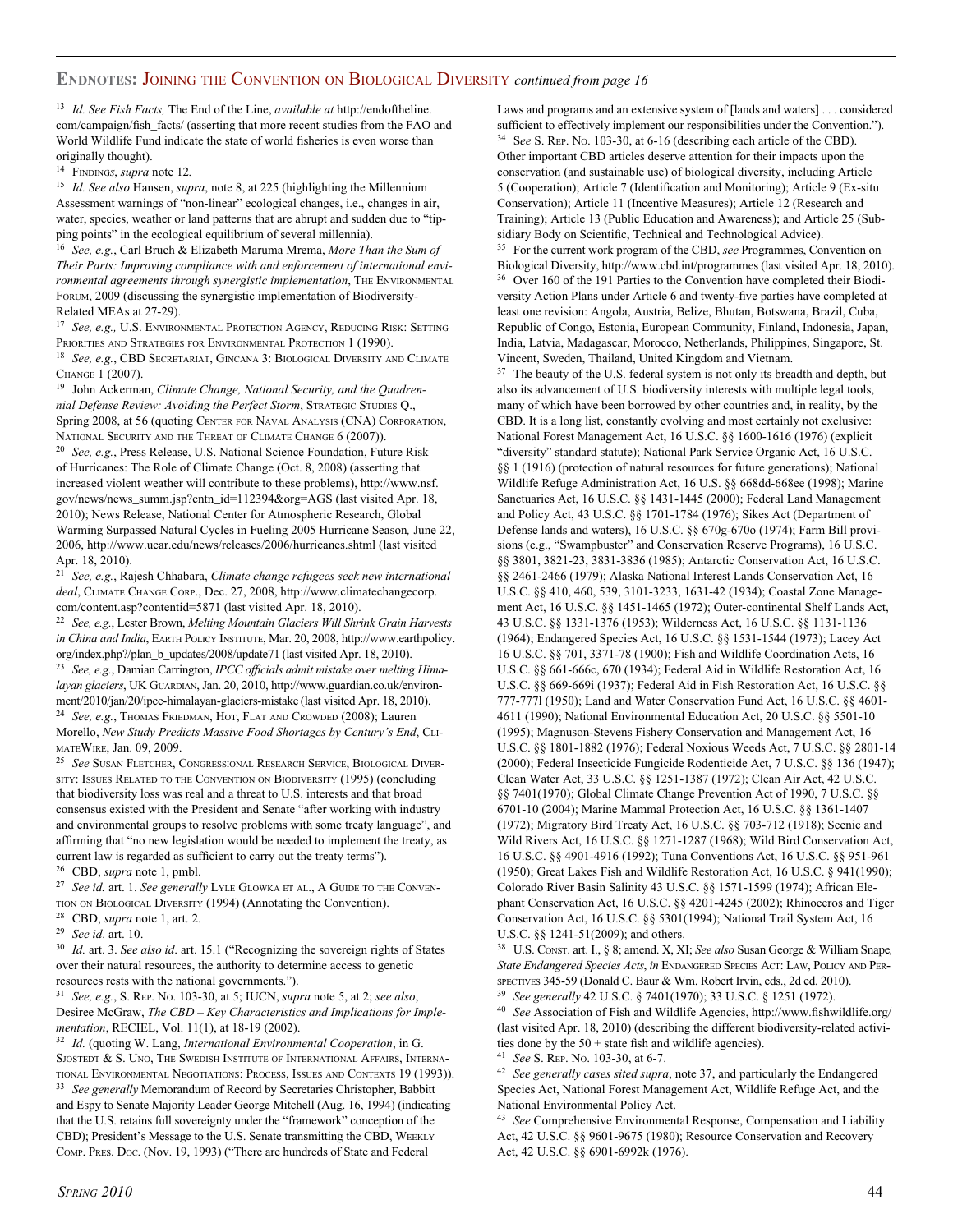## Endnotes: Joining the Convention on Biological Diversity *continued from page 16*

[13] *Id. See Fish Facts,* The End of the Line, *available at* http://endoftheline.com/campaign/fish_facts/ (asserting that more recent studies from the FAO and World Wildlife Fund indicate the state of world fisheries is even worse than originally thought).

[14] Findings, *supra* note 12*.*

[15] *Id. See also* Hansen, *supra*, note 8, at 225 (highlighting the Millennium Assessment warnings of "non-linear" ecological changes, i.e., changes in air, water, species, weather or land patterns that are abrupt and sudden due to "tipping points" in the ecological equilibrium of several millennia).

[16] *See, e.g.*, Carl Bruch & Elizabeth Maruma Mrema, *More Than the Sum of Their Parts: Improving compliance with and enforcement of international environmental agreements through synergistic implementation*, The Environmental Forum, 2009 (discussing the synergistic implementation of Biodiversity-Related MEAs at 27-29).

[17] *See, e.g.,* U.S. Environmental Protection Agency, Reducing Risk: Setting Priorities and Strategies for Environmental Protection 1 (1990).

[18] *See, e.g.*, CBD Secretariat, Gincana 3: Biological Diversity and Climate Change 1 (2007).

[19] John Ackerman, *Climate Change, National Security, and the Quadrennial Defense Review: Avoiding the Perfect Storm*, Strategic Studies Q., Spring 2008, at 56 (quoting Center for Naval Analysis (CNA) Corporation, National Security and the Threat of Climate Change 6 (2007)).

[20] *See, e.g.*, Press Release, U.S. National Science Foundation, Future Risk of Hurricanes: The Role of Climate Change (Oct. 8, 2008) (asserting that increased violent weather will contribute to these problems), http://www.nsf.gov/news/news_summ.jsp?cntn_id=112394&org=AGS (last visited Apr. 18, 2010); News Release, National Center for Atmospheric Research, Global Warming Surpassed Natural Cycles in Fueling 2005 Hurricane Season*,* June 22, 2006, http://www.ucar.edu/news/releases/2006/hurricanes.shtml (last visited Apr. 18, 2010).

[21] *See, e.g.*, Rajesh Chhabara, *Climate change refugees seek new international deal*, Climate Change Corp., Dec. 27, 2008, http://www.climatechangecorp.com/content.asp?contentid=5871 (last visited Apr. 18, 2010).

[22] *See, e.g.*, Lester Brown, *Melting Mountain Glaciers Will Shrink Grain Harvests in China and India*, Earth Policy Institute, Mar. 20, 2008, http://www.earthpolicy.org/index.php?/plan_b_updates/2008/update71 (last visited Apr. 18, 2010).

[23] *See, e.g.*, Damian Carrington, *IPCC officials admit mistake over melting Himalayan glaciers*, UK Guardian, Jan. 20, 2010, http://www.guardian.co.uk/environment/2010/jan/20/ipcc-himalayan-glaciers-mistake (last visited Apr. 18, 2010).

[24] *See, e.g.*, Thomas Friedman, Hot, Flat and Crowded (2008); Lauren Morello, *New Study Predicts Massive Food Shortages by Century's End*, ClimateWire, Jan. 09, 2009.

[25] *See* Susan Fletcher, Congressional Research Service, Biological Diversity: Issues Related to the Convention on Biodiversity (1995) (concluding that biodiversity loss was real and a threat to U.S. interests and that broad consensus existed with the President and Senate "after working with industry and environmental groups to resolve problems with some treaty language", and affirming that "no new legislation would be needed to implement the treaty, as current law is regarded as sufficient to carry out the treaty terms").

[26] CBD, *supra* note 1, pmbl.

[27] *See id.* art. 1. *See generally* Lyle Glowka et al., A Guide to the Convention on Biological Diversity (1994) (Annotating the Convention).

[28] CBD, *supra* note 1, art. 2.

[29] *See id*. art. 10.

[30] *Id.* art. 3. *See also id*. art. 15.1 ("Recognizing the sovereign rights of States over their natural resources, the authority to determine access to genetic resources rests with the national governments.").

[31] *See, e.g.*, S. Rep. No. 103-30, at 5; IUCN, *supra* note 5, at 2; *see also*, Desiree McGraw, *The CBD – Key Characteristics and Implications for Implementation*, RECIEL, Vol. 11(1), at 18-19 (2002).

[32] *Id.* (quoting W. Lang, *International Environmental Cooperation*, in G. Sjostedt & S. Uno, The Swedish Institute of International Affairs, International Environmental Negotiations: Process, Issues and Contexts 19 (1993)).

[33] *See generally* Memorandum of Record by Secretaries Christopher, Babbitt and Espy to Senate Majority Leader George Mitchell (Aug. 16, 1994) (indicating that the U.S. retains full sovereignty under the "framework" conception of the CBD); President's Message to the U.S. Senate transmitting the CBD, Weekly Comp. Pres. Doc. (Nov. 19, 1993) ("There are hundreds of State and Federal Laws and programs and an extensive system of [lands and waters] . . . considered sufficient to effectively implement our responsibilities under the Convention.").

[34] S*ee* S. Rep. No. 103-30, at 6-16 (describing each article of the CBD). Other important CBD articles deserve attention for their impacts upon the conservation (and sustainable use) of biological diversity, including Article 5 (Cooperation); Article 7 (Identification and Monitoring); Article 9 (Ex-situ Conservation); Article 11 (Incentive Measures); Article 12 (Research and Training); Article 13 (Public Education and Awareness); and Article 25 (Subsidiary Body on Scientific, Technical and Technological Advice).

[35] For the current work program of the CBD, *see* Programmes, Convention on Biological Diversity, http://www.cbd.int/programmes (last visited Apr. 18, 2010).

[36] Over 160 of the 191 Parties to the Convention have completed their Biodiversity Action Plans under Article 6 and twenty-five parties have completed at least one revision: Angola, Austria, Belize, Bhutan, Botswana, Brazil, Cuba, Republic of Congo, Estonia, European Community, Finland, Indonesia, Japan, India, Latvia, Madagascar, Morocco, Netherlands, Philippines, Singapore, St. Vincent, Sweden, Thailand, United Kingdom and Vietnam.

[37] The beauty of the U.S. federal system is not only its breadth and depth, but also its advancement of U.S. biodiversity interests with multiple legal tools, many of which have been borrowed by other countries and, in reality, by the CBD. It is a long list, constantly evolving and most certainly not exclusive: National Forest Management Act, 16 U.S.C. §§ 1600-1616 (1976) (explicit "diversity" standard statute); National Park Service Organic Act, 16 U.S.C. §§ 1 (1916) (protection of natural resources for future generations); National Wildlife Refuge Administration Act, 16 U.S. §§ 668dd-668ee (1998); Marine Sanctuaries Act, 16 U.S.C. §§ 1431-1445 (2000); Federal Land Management and Policy Act, 43 U.S.C. §§ 1701-1784 (1976); Sikes Act (Department of Defense lands and waters), 16 U.S.C. §§ 670g-670o (1974); Farm Bill provisions (e.g., "Swampbuster" and Conservation Reserve Programs), 16 U.S.C. §§ 3801, 3821-23, 3831-3836 (1985); Antarctic Conservation Act, 16 U.S.C. §§ 2461-2466 (1979); Alaska National Interest Lands Conservation Act, 16 U.S.C. §§ 410, 460, 539, 3101-3233, 1631-42 (1934); Coastal Zone Management Act, 16 U.S.C. §§ 1451-1465 (1972); Outer-continental Shelf Lands Act, 43 U.S.C. §§ 1331-1356 (1953); Wilderness Act, 16 U.S.C. §§ 1131-1136 (1964); Endangered Species Act, 16 U.S.C. §§ 1531-1544 (1973); Lacey Act 16 U.S.C. §§ 701, 3371-78 (1900); Fish and Wildlife Coordination Acts, 16 U.S.C. §§ 661-666c, 670 (1934); Federal Aid in Wildlife Restoration Act, 16 U.S.C. §§ 669-669i (1937); Federal Aid in Fish Restoration Act, 16 U.S.C. §§ 777-777l (1950); Land and Water Conservation Fund Act, 16 U.S.C. §§ 4601-4611 (1990); National Environmental Education Act, 20 U.S.C. §§ 5501-10 (1995); Magnuson-Stevens Fishery Conservation and Management Act, 16 U.S.C. §§ 1801-1882 (1976); Federal Noxious Weeds Act, 7 U.S.C. §§ 2801-14 (2000); Federal Insecticide Fungicide Rodenticide Act, 7 U.S.C. §§ 136 (1947); Clean Water Act, 33 U.S.C. §§ 1251-1387 (1972); Clean Air Act, 42 U.S.C. §§ 7401(1970); Global Climate Change Prevention Act of 1990, 7 U.S.C. §§ 6701-10 (2004); Marine Mammal Protection Act, 16 U.S.C. §§ 1361-1407 (1972); Migratory Bird Treaty Act, 16 U.S.C. §§ 703-712 (1918); Scenic and Wild Rivers Act, 16 U.S.C. §§ 1271-1287 (1968); Wild Bird Conservation Act, 16 U.S.C. §§ 4901-4916 (1992); Tuna Conventions Act, 16 U.S.C. §§ 951-961 (1950); Great Lakes Fish and Wildlife Restoration Act, 16 U.S.C. § 941(1990); Colorado River Basin Salinity 43 U.S.C. §§ 1571-1599 (1974); African Elephant Conservation Act, 16 U.S.C. §§ 4201-4245 (2002); Rhinoceros and Tiger Conservation Act, 16 U.S.C. §§ 5301(1994); National Trail System Act, 16 U.S.C. §§ 1241-51(2009); and others.

[38] U.S. Const. art. I., § 8; amend. X, XI; *See also* Susan George & William Snape*, State Endangered Species Acts*, *in* Endangered Species Act: Law, Policy and Perspectives 345-59 (Donald C. Baur & Wm. Robert Irvin, eds., 2d ed. 2010).

[39] *See generally* 42 U.S.C. § 7401(1970); 33 U.S.C. § 1251 (1972).

[40] *See* Association of Fish and Wildlife Agencies, http://www.fishwildlife.org/ (last visited Apr. 18, 2010) (describing the different biodiversity-related activities done by the 50 + state fish and wildlife agencies).

[41] *See* S. Rep. No. 103-30, at 6-7.

[42] *See generally cases sited supra*, note 37, and particularly the Endangered Species Act, National Forest Management Act, Wildlife Refuge Act, and the National Environmental Policy Act.

[43] *See* Comprehensive Environmental Response, Compensation and Liability Act, 42 U.S.C. §§ 9601-9675 (1980); Resource Conservation and Recovery Act, 42 U.S.C. §§ 6901-6992k (1976).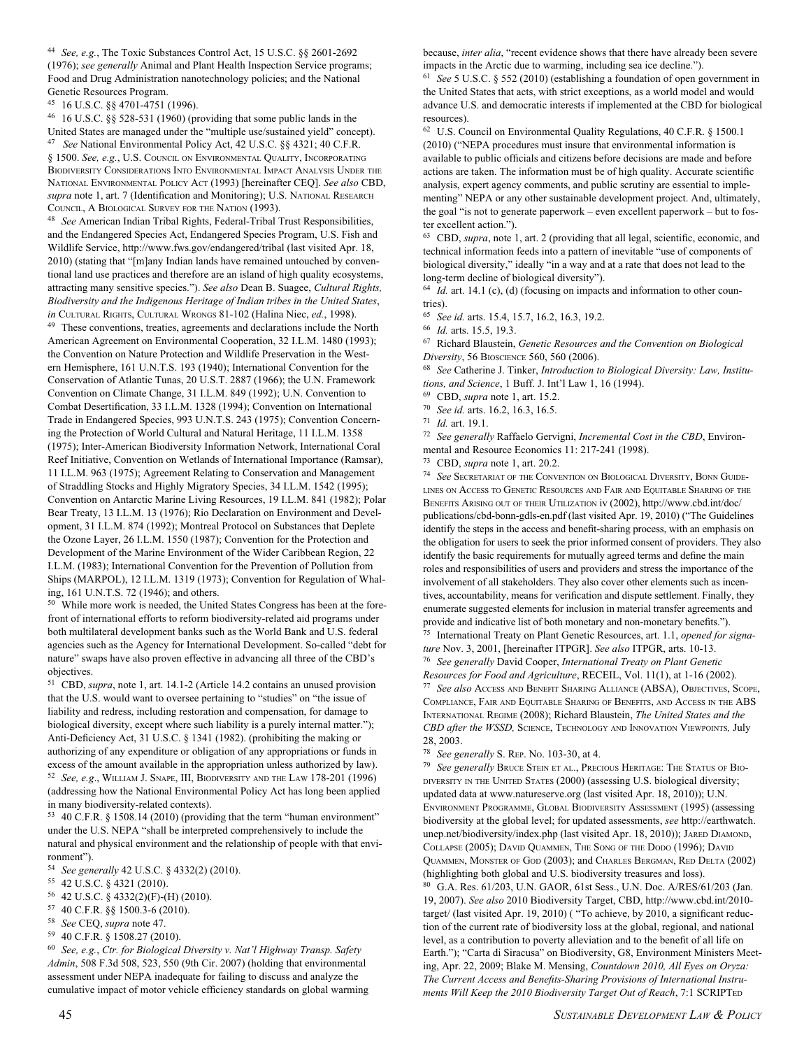[44] *See, e.g.*, The Toxic Substances Control Act, 15 U.S.C. §§ 2601-2692 (1976); *see generally* Animal and Plant Health Inspection Service programs; Food and Drug Administration nanotechnology policies; and the National Genetic Resources Program.

[45] 16 U.S.C. §§ 4701-4751 (1996).

[46] 16 U.S.C. §§ 528-531 (1960) (providing that some public lands in the United States are managed under the "multiple use/sustained yield" concept).

[47] *See* National Environmental Policy Act, 42 U.S.C. §§ 4321; 40 C.F.R. § 1500. *See, e.g.*, U.S. Council on Environmental Quality, Incorporating Biodiversity Considerations Into Environmental Impact Analysis Under the National Environmental Policy Act (1993) [hereinafter CEQ]. *See also* CBD, *supra* note 1, art. 7 (Identification and Monitoring); U.S. National Research Council, A Biological Survey for the Nation (1993).

[48] *See* American Indian Tribal Rights, Federal-Tribal Trust Responsibilities, and the Endangered Species Act, Endangered Species Program, U.S. Fish and Wildlife Service, http://www.fws.gov/endangered/tribal (last visited Apr. 18, 2010) (stating that "[m]any Indian lands have remained untouched by conventional land use practices and therefore are an island of high quality ecosystems, attracting many sensitive species."). *See also* Dean B. Suagee, *Cultural Rights, Biodiversity and the Indigenous Heritage of Indian tribes in the United States*, *in* Cultural Rights, Cultural Wrongs 81-102 (Halina Niec, *ed.*, 1998).

[49] These conventions, treaties, agreements and declarations include the North American Agreement on Environmental Cooperation, 32 I.L.M. 1480 (1993); the Convention on Nature Protection and Wildlife Preservation in the Western Hemisphere, 161 U.N.T.S. 193 (1940); International Convention for the Conservation of Atlantic Tunas, 20 U.S.T. 2887 (1966); the U.N. Framework Convention on Climate Change, 31 I.L.M. 849 (1992); U.N. Convention to Combat Desertification, 33 I.L.M. 1328 (1994); Convention on International Trade in Endangered Species, 993 U.N.T.S. 243 (1975); Convention Concerning the Protection of World Cultural and Natural Heritage, 11 I.L.M. 1358 (1975); Inter-American Biodiversity Information Network, International Coral Reef Initiative, Convention on Wetlands of International Importance (Ramsar), 11 I.L.M. 963 (1975); Agreement Relating to Conservation and Management of Straddling Stocks and Highly Migratory Species, 34 I.L.M. 1542 (1995); Convention on Antarctic Marine Living Resources, 19 I.L.M. 841 (1982); Polar Bear Treaty, 13 I.L.M. 13 (1976); Rio Declaration on Environment and Development, 31 I.L.M. 874 (1992); Montreal Protocol on Substances that Deplete the Ozone Layer, 26 I.L.M. 1550 (1987); Convention for the Protection and Development of the Marine Environment of the Wider Caribbean Region, 22 I.L.M. (1983); International Convention for the Prevention of Pollution from Ships (MARPOL), 12 I.L.M. 1319 (1973); Convention for Regulation of Whaling, 161 U.N.T.S. 72 (1946); and others.

[50] While more work is needed, the United States Congress has been at the forefront of international efforts to reform biodiversity-related aid programs under both multilateral development banks such as the World Bank and U.S. federal agencies such as the Agency for International Development. So-called "debt for nature" swaps have also proven effective in advancing all three of the CBD's objectives.

[51] CBD, *supra*, note 1, art. 14.1-2 (Article 14.2 contains an unused provision that the U.S. would want to oversee pertaining to "studies" on "the issue of liability and redress, including restoration and compensation, for damage to biological diversity, except where such liability is a purely internal matter."); Anti-Deficiency Act, 31 U.S.C. § 1341 (1982). (prohibiting the making or authorizing of any expenditure or obligation of any appropriations or funds in excess of the amount available in the appropriation unless authorized by law).

[52] *See, e.g*., William J. Snape, III, Biodiversity and the Law 178-201 (1996) (addressing how the National Environmental Policy Act has long been applied in many biodiversity-related contexts).

[53] 40 C.F.R. § 1508.14 (2010) (providing that the term "human environment" under the U.S. NEPA "shall be interpreted comprehensively to include the natural and physical environment and the relationship of people with that environment").

[54] *See generally* 42 U.S.C. § 4332(2) (2010).

[55] 42 U.S.C. § 4321 (2010).

[56] 42 U.S.C. § 4332(2)(F)-(H) (2010).

[57] 40 C.F.R. §§ 1500.3-6 (2010).

[58] *See* CEQ, *supra* note 47.

[59] 40 C.F.R. § 1508.27 (2010).

[60] *See, e.g.*, *Ctr. for Biological Diversity v. Nat'l Highway Transp. Safety Admin*, 508 F.3d 508, 523, 550 (9th Cir. 2007) (holding that environmental assessment under NEPA inadequate for failing to discuss and analyze the cumulative impact of motor vehicle efficiency standards on global warming because, *inter alia*, "recent evidence shows that there have already been severe impacts in the Arctic due to warming, including sea ice decline.").

[61] *See* 5 U.S.C. § 552 (2010) (establishing a foundation of open government in the United States that acts, with strict exceptions, as a world model and would advance U.S. and democratic interests if implemented at the CBD for biological resources).

[62] U.S. Council on Environmental Quality Regulations, 40 C.F.R. § 1500.1 (2010) ("NEPA procedures must insure that environmental information is available to public officials and citizens before decisions are made and before actions are taken. The information must be of high quality. Accurate scientific analysis, expert agency comments, and public scrutiny are essential to implementing" NEPA or any other sustainable development project. And, ultimately, the goal "is not to generate paperwork – even excellent paperwork – but to foster excellent action.").

[63] CBD, *supra*, note 1, art. 2 (providing that all legal, scientific, economic, and technical information feeds into a pattern of inevitable "use of components of biological diversity," ideally "in a way and at a rate that does not lead to the long-term decline of biological diversity").

[64] *Id.* art. 14.1 (c), (d) (focusing on impacts and information to other countries).

[65] *See id.* arts. 15.4, 15.7, 16.2, 16.3, 19.2.

[66] *Id.* arts. 15.5, 19.3.

[67] Richard Blaustein, *Genetic Resources and the Convention on Biological Diversity*, 56 Bioscience 560, 560 (2006).

[68] *See* Catherine J. Tinker, *Introduction to Biological Diversity: Law, Institutions, and Science*, 1 Buff. J. Int'l Law 1, 16 (1994).

[69] CBD, *supra* note 1, art. 15.2.

[70] *See id.* arts. 16.2, 16.3, 16.5.

[71] *Id.* art. 19.1.

[72] *See generally* Raffaelo Gervigni, *Incremental Cost in the CBD*, Environmental and Resource Economics 11: 217-241 (1998).

[73] CBD, *supra* note 1, art. 20.2.

[74] *See* Secretariat of the Convention on Biological Diversity, Bonn Guidelines on Access to Genetic Resources and Fair and Equitable Sharing of the Benefits Arising out of their Utilization iv (2002), http://www.cbd.int/doc/publications/cbd-bonn-gdls-en.pdf (last visited Apr. 19, 2010) ("The Guidelines identify the steps in the access and benefit-sharing process, with an emphasis on the obligation for users to seek the prior informed consent of providers. They also identify the basic requirements for mutually agreed terms and define the main roles and responsibilities of users and providers and stress the importance of the involvement of all stakeholders. They also cover other elements such as incentives, accountability, means for verification and dispute settlement. Finally, they enumerate suggested elements for inclusion in material transfer agreements and provide and indicative list of both monetary and non-monetary benefits.").

[75] International Treaty on Plant Genetic Resources, art. 1.1, *opened for signature* Nov. 3, 2001, [hereinafter ITPGR]. *See also* ITPGR, arts. 10-13.

[76] *See generally* David Cooper, *International Treaty on Plant Genetic Resources for Food and Agriculture*, RECEIL, Vol. 11(1), at 1-16 (2002).

[77] *See also* Access and Benefit Sharing Alliance (ABSA), Objectives, Scope, Compliance, Fair and Equitable Sharing of Benefits, and Access in the ABS International Regime (2008); Richard Blaustein, *The United States and the CBD after the WSSD,* Science, Technology and Innovation Viewpoints*,* July 28, 2003.

[78] *See generally* S. Rep. No. 103-30, at 4.

[79] *See generally* Bruce Stein et al., Precious Heritage: The Status of Biodiversity in the United States (2000) (assessing U.S. biological diversity; updated data at www.natureserve.org (last visited Apr. 18, 2010)); U.N. Environment Programme, Global Biodiversity Assessment (1995) (assessing biodiversity at the global level; for updated assessments, *see* http://earthwatch.unep.net/biodiversity/index.php (last visited Apr. 18, 2010)); Jared Diamond, Collapse (2005); David Quammen, The Song of the Dodo (1996); David Quammen, Monster of God (2003); and Charles Bergman, Red Delta (2002) (highlighting both global and U.S. biodiversity treasures and loss).

[80] G.A. Res. 61/203, U.N. GAOR, 61st Sess., U.N. Doc. A/RES/61/203 (Jan. 19, 2007). *See also* 2010 Biodiversity Target, CBD, http://www.cbd.int/2010-target/ (last visited Apr. 19, 2010) ( "To achieve, by 2010, a significant reduction of the current rate of biodiversity loss at the global, regional, and national level, as a contribution to poverty alleviation and to the benefit of all life on Earth."); "Carta di Siracusa" on Biodiversity, G8, Environment Ministers Meeting, Apr. 22, 2009; Blake M. Mensing, *Countdown 2010, All Eyes on Oryza: The Current Access and Benefits-Sharing Provisions of International Instruments Will Keep the 2010 Biodiversity Target Out of Reach*, 7:1 SCRIPTed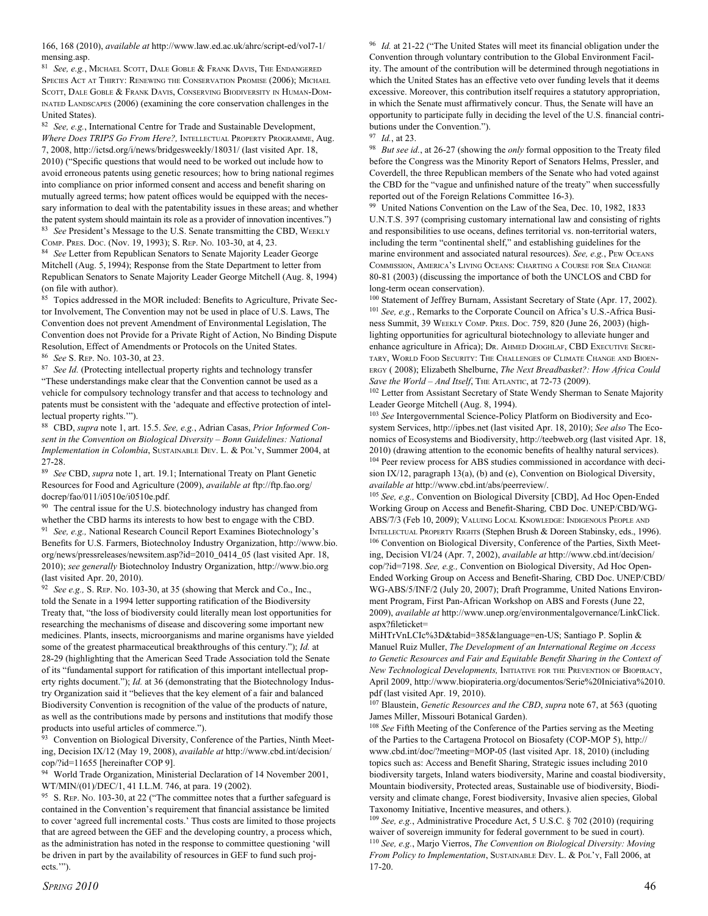166, 168 (2010), *available at* http://www.law.ed.ac.uk/ahrc/script-ed/vol7-1/mensing.asp.

[81] *See, e.g.*, Michael Scott, Dale Goble & Frank Davis, The Endangered Species Act at Thirty: Renewing the Conservation Promise (2006); Michael Scott, Dale Goble & Frank Davis, Conserving Biodiversity in Human-Dominated Landscapes (2006) (examining the core conservation challenges in the United States).

[82] *See, e.g.*, International Centre for Trade and Sustainable Development, *Where Does TRIPS Go From Here?,* Intellectual Property Programme, Aug. 7, 2008, http://ictsd.org/i/news/bridgesweekly/18031/ (last visited Apr. 18, 2010) ("Specific questions that would need to be worked out include how to avoid erroneous patents using genetic resources; how to bring national regimes into compliance on prior informed consent and access and benefit sharing on mutually agreed terms; how patent offices would be equipped with the necessary information to deal with the patentability issues in these areas; and whether the patent system should maintain its role as a provider of innovation incentives.")

[83] *See* President's Message to the U.S. Senate transmitting the CBD, Weekly Comp. Pres. Doc. (Nov. 19, 1993); S. Rep. No. 103-30, at 4, 23.

[84] *See* Letter from Republican Senators to Senate Majority Leader George Mitchell (Aug. 5, 1994); Response from the State Department to letter from Republican Senators to Senate Majority Leader George Mitchell (Aug. 8, 1994) (on file with author).

[85] Topics addressed in the MOR included: Benefits to Agriculture, Private Sector Involvement, The Convention may not be used in place of U.S. Laws, The Convention does not prevent Amendment of Environmental Legislation, The Convention does not Provide for a Private Right of Action, No Binding Dispute Resolution, Effect of Amendments or Protocols on the United States.

[86] *See* S. Rep. No. 103-30, at 23.

[87] *See Id.* (Protecting intellectual property rights and technology transfer "These understandings make clear that the Convention cannot be used as a vehicle for compulsory technology transfer and that access to technology and patents must be consistent with the 'adequate and effective protection of intellectual property rights.'").

[88] CBD, *supra* note 1, art. 15.5. *See, e.g.*, Adrian Casas, *Prior Informed Consent in the Convention on Biological Diversity – Bonn Guidelines: National Implementation in Colombia*, Sustainable Dev. L. & Pol'y, Summer 2004, at 27-28.

[89] *See* CBD, *supra* note 1, art. 19.1; International Treaty on Plant Genetic Resources for Food and Agriculture (2009), *available at* ftp://ftp.fao.org/docrep/fao/011/i0510e/i0510e.pdf.

[90] The central issue for the U.S. biotechnology industry has changed from whether the CBD harms its interests to how best to engage with the CBD.

[91] *See, e.g.,* National Research Council Report Examines Biotechnology's Benefits for U.S. Farmers, Biotechnoloy Industry Organization, http://www.bio.org/news/pressreleases/newsitem.asp?id=2010_0414_05 (last visited Apr. 18, 2010); *see generally* Biotechnoloy Industry Organization, http://www.bio.org (last visited Apr. 20, 2010).

[92] *See e.g.,* S. Rep. No. 103-30, at 35 (showing that Merck and Co., Inc., told the Senate in a 1994 letter supporting ratification of the Biodiversity Treaty that, "the loss of biodiversity could literally mean lost opportunities for researching the mechanisms of disease and discovering some important new medicines. Plants, insects, microorganisms and marine organisms have yielded some of the greatest pharmaceutical breakthroughs of this century."); *Id.* at 28-29 (highlighting that the American Seed Trade Association told the Senate of its "fundamental support for ratification of this important intellectual property rights document."); *Id.* at 36 (demonstrating that the Biotechnology Industry Organization said it "believes that the key element of a fair and balanced Biodiversity Convention is recognition of the value of the products of nature, as well as the contributions made by persons and institutions that modify those products into useful articles of commerce.").

[93] Convention on Biological Diversity, Conference of the Parties, Ninth Meeting, Decision IX/12 (May 19, 2008), *available at* http://www.cbd.int/decision/cop/?id=11655 [hereinafter COP 9].

[94] World Trade Organization, Ministerial Declaration of 14 November 2001, WT/MIN/(01)/DEC/1, 41 I.L.M. 746, at para. 19 (2002).

[95] S. Rep. No. 103-30, at 22 ("The committee notes that a further safeguard is contained in the Convention's requirement that financial assistance be limited to cover 'agreed full incremental costs.' Thus costs are limited to those projects that are agreed between the GEF and the developing country, a process which, as the administration has noted in the response to committee questioning 'will be driven in part by the availability of resources in GEF to fund such projects.'").

[96] *Id.* at 21-22 ("The United States will meet its financial obligation under the Convention through voluntary contribution to the Global Environment Facility. The amount of the contribution will be determined through negotiations in which the United States has an effective veto over funding levels that it deems excessive. Moreover, this contribution itself requires a statutory appropriation, in which the Senate must affirmatively concur. Thus, the Senate will have an opportunity to participate fully in deciding the level of the U.S. financial contributions under the Convention.").

[97] *Id.*, at 23.

[98] *But see id.*, at 26-27 (showing the *only* formal opposition to the Treaty filed before the Congress was the Minority Report of Senators Helms, Pressler, and Coverdell, the three Republican members of the Senate who had voted against the CBD for the "vague and unfinished nature of the treaty" when successfully reported out of the Foreign Relations Committee 16-3).

[99] United Nations Convention on the Law of the Sea, Dec. 10, 1982, 1833 U.N.T.S. 397 (comprising customary international law and consisting of rights and responsibilities to use oceans, defines territorial vs. non-territorial waters, including the term "continental shelf," and establishing guidelines for the marine environment and associated natural resources). *See, e.g.*, Pew Oceans Commission, America's Living Oceans: Charting a Course for Sea Change 80-81 (2003) (discussing the importance of both the UNCLOS and CBD for long-term ocean conservation).

[100] Statement of Jeffrey Burnam, Assistant Secretary of State (Apr. 17, 2002).

[101] *See, e.g.*, Remarks to the Corporate Council on Africa's U.S.-Africa Business Summit, 39 Weekly Comp. Pres. Doc. 759, 820 (June 26, 2003) (highlighting opportunities for agricultural biotechnology to alleviate hunger and enhance agriculture in Africa); Dr. Ahmed Djoghlaf, CBD Executive Secretary, World Food Security: The Challenges of Climate Change and Bioenergy ( 2008); Elizabeth Shelburne, *The Next Breadbasket?: How Africa Could Save the World – And Itself*, The Atlantic, at 72-73 (2009).

[102] Letter from Assistant Secretary of State Wendy Sherman to Senate Majority Leader George Mitchell (Aug. 8, 1994).

[103] *See* Intergovernmental Science-Policy Platform on Biodiversity and Ecosystem Services, http://ipbes.net (last visited Apr. 18, 2010); *See also* The Economics of Ecosystems and Biodiversity, http://teebweb.org (last visited Apr. 18, 2010) (drawing attention to the economic benefits of healthy natural services).

[104] Peer review process for ABS studies commissioned in accordance with decision IX/12, paragraph 13(a), (b) and (e), Convention on Biological Diversity, *available at* http://www.cbd.int/abs/peerreview/.

[105] *See, e.g.,* Convention on Biological Diversity [CBD], Ad Hoc Open-Ended Working Group on Access and Benefit-Sharing*,* CBD Doc. UNEP/CBD/WG-ABS/7/3 (Feb 10, 2009); Valuing Local Knowledge: Indigenous People and Intellectual Property Rights (Stephen Brush & Doreen Stabinsky, eds., 1996).

[106] Convention on Biological Diversity, Conference of the Parties, Sixth Meeting, Decision VI/24 (Apr. 7, 2002), *available at* http://www.cbd.int/decision/cop/?id=7198. *See, e.g.,* Convention on Biological Diversity, Ad Hoc Open-Ended Working Group on Access and Benefit-Sharing*,* CBD Doc. UNEP/CBD/WG-ABS/5/INF/2 (July 20, 2007); Draft Programme, United Nations Environment Program, First Pan-African Workshop on ABS and Forests (June 22, 2009), *available at* http://www.unep.org/environmentalgovernance/LinkClick.aspx?fileticket=MiHTrVnLCIc%3D&tabid=385&language=en-US; Santiago P. Soplin & Manuel Ruiz Muller, *The Development of an International Regime on Access to Genetic Resources and Fair and Equitable Benefit Sharing in the Context of New Technological Developments,* Initiative for the Prevention of Biopiracy, April 2009, http://www.biopirateria.org/documentos/Serie%20Iniciativa%2010.pdf (last visited Apr. 19, 2010).

[107] Blaustein, *Genetic Resources and the CBD*, *supra* note 67, at 563 (quoting James Miller, Missouri Botanical Garden).

[108] *See* Fifth Meeting of the Conference of the Parties serving as the Meeting of the Parties to the Cartagena Protocol on Biosafety (COP-MOP 5), http://www.cbd.int/doc/?meeting=MOP-05 (last visited Apr. 18, 2010) (including topics such as: Access and Benefit Sharing, Strategic issues including 2010 biodiversity targets, Inland waters biodiversity, Marine and coastal biodiversity, Mountain biodiversity, Protected areas, Sustainable use of biodiversity, Biodiversity and climate change, Forest biodiversity, Invasive alien species, Global Taxonomy Initiative, Incentive measures, and others.).

[109] *See, e.g.*, Administrative Procedure Act, 5 U.S.C. § 702 (2010) (requiring waiver of sovereign immunity for federal government to be sued in court).

[110] *See, e.g.*, Marjo Vierros, *The Convention on Biological Diversity: Moving From Policy to Implementation*, Sustainable Dev. L. & Pol'y, Fall 2006, at 17-20.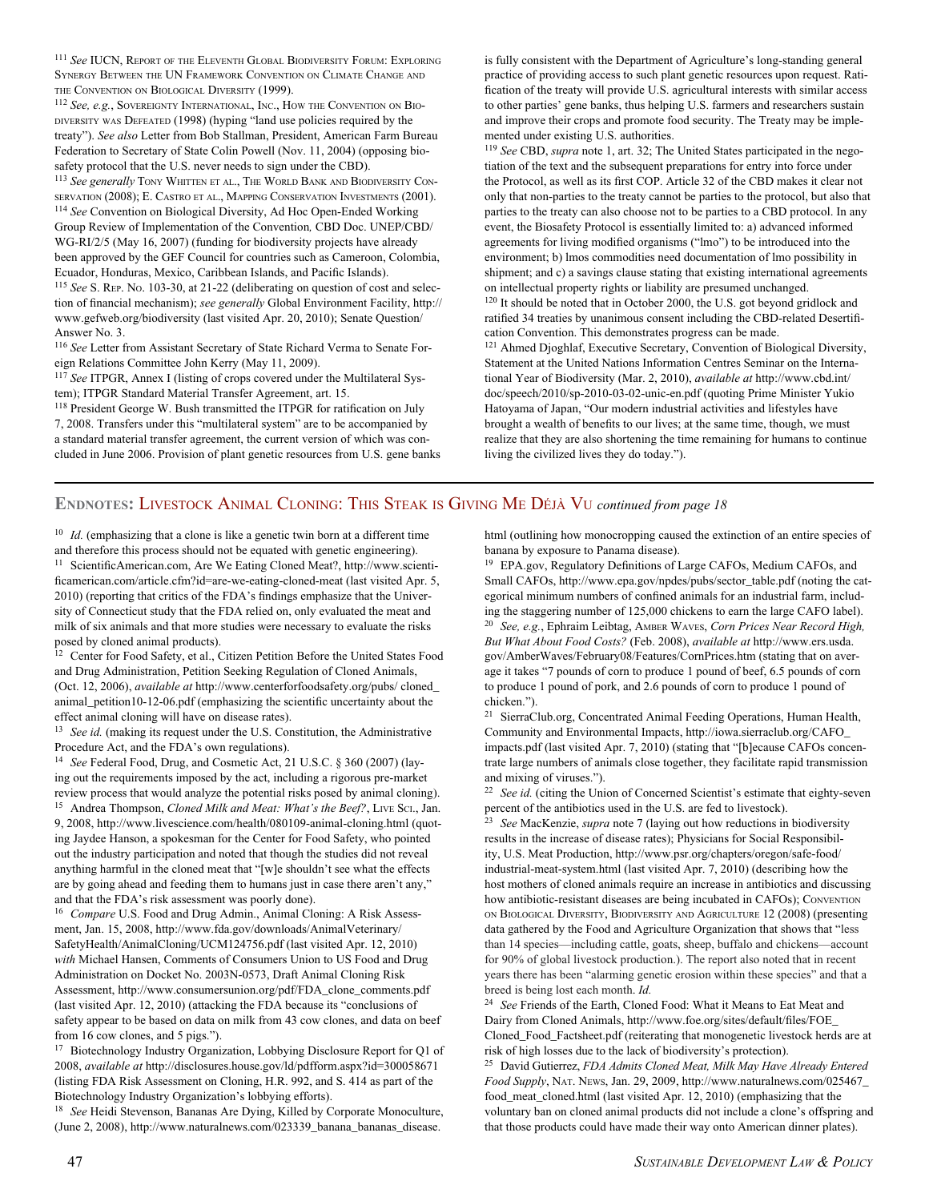[111] *See* IUCN, Report of the Eleventh Global Biodiversity Forum: Exploring Synergy Between the UN Framework Convention on Climate Change and the Convention on Biological Diversity (1999).

[112] *See, e.g.*, Sovereignty International, Inc., How the Convention on Biodiversity was Defeated (1998) (hyping "land use policies required by the treaty"). *See also* Letter from Bob Stallman, President, American Farm Bureau Federation to Secretary of State Colin Powell (Nov. 11, 2004) (opposing biosafety protocol that the U.S. never needs to sign under the CBD).

[113] *See generally* Tony Whitten et al., The World Bank and Biodiversity Conservation (2008); E. Castro et al., Mapping Conservation Investments (2001).

[114] *See* Convention on Biological Diversity, Ad Hoc Open-Ended Working Group Review of Implementation of the Convention*,* CBD Doc. UNEP/CBD/WG-RI/2/5 (May 16, 2007) (funding for biodiversity projects have already been approved by the GEF Council for countries such as Cameroon, Colombia, Ecuador, Honduras, Mexico, Caribbean Islands, and Pacific Islands).

[115] *See* S. Rep. No. 103-30, at 21-22 (deliberating on question of cost and selection of financial mechanism); *see generally* Global Environment Facility, http://www.gefweb.org/biodiversity (last visited Apr. 20, 2010); Senate Question/Answer No. 3.

[116] *See* Letter from Assistant Secretary of State Richard Verma to Senate Foreign Relations Committee John Kerry (May 11, 2009).

[117] *See* ITPGR, Annex I (listing of crops covered under the Multilateral System); ITPGR Standard Material Transfer Agreement, art. 15.

[118] President George W. Bush transmitted the ITPGR for ratification on July 7, 2008. Transfers under this "multilateral system" are to be accompanied by a standard material transfer agreement, the current version of which was concluded in June 2006. Provision of plant genetic resources from U.S. gene banks is fully consistent with the Department of Agriculture's long-standing general practice of providing access to such plant genetic resources upon request. Ratification of the treaty will provide U.S. agricultural interests with similar access to other parties' gene banks, thus helping U.S. farmers and researchers sustain and improve their crops and promote food security. The Treaty may be implemented under existing U.S. authorities.

[119] *See* CBD, *supra* note 1, art. 32; The United States participated in the negotiation of the text and the subsequent preparations for entry into force under the Protocol, as well as its first COP. Article 32 of the CBD makes it clear not only that non-parties to the treaty cannot be parties to the protocol, but also that parties to the treaty can also choose not to be parties to a CBD protocol. In any event, the Biosafety Protocol is essentially limited to: a) advanced informed agreements for living modified organisms ("lmo") to be introduced into the environment; b) lmos commodities need documentation of lmo possibility in shipment; and c) a savings clause stating that existing international agreements on intellectual property rights or liability are presumed unchanged.

[120] It should be noted that in October 2000, the U.S. got beyond gridlock and ratified 34 treaties by unanimous consent including the CBD-related Desertification Convention. This demonstrates progress can be made.

[121] Ahmed Djoghlaf, Executive Secretary, Convention of Biological Diversity, Statement at the United Nations Information Centres Seminar on the International Year of Biodiversity (Mar. 2, 2010), *available at* http://www.cbd.int/doc/speech/2010/sp-2010-03-02-unic-en.pdf (quoting Prime Minister Yukio Hatoyama of Japan, "Our modern industrial activities and lifestyles have brought a wealth of benefits to our lives; at the same time, though, we must realize that they are also shortening the time remaining for humans to continue living the civilized lives they do today.").

## Endnotes: Livestock Animal Cloning: This Steak is Giving Me Déjà Vu *continued from page 18*

[10] *Id.* (emphasizing that a clone is like a genetic twin born at a different time and therefore this process should not be equated with genetic engineering).

[11] ScientificAmerican.com, Are We Eating Cloned Meat?, http://www.scientificamerican.com/article.cfm?id=are-we-eating-cloned-meat (last visited Apr. 5, 2010) (reporting that critics of the FDA's findings emphasize that the University of Connecticut study that the FDA relied on, only evaluated the meat and milk of six animals and that more studies were necessary to evaluate the risks posed by cloned animal products).

[12] Center for Food Safety, et al., Citizen Petition Before the United States Food and Drug Administration, Petition Seeking Regulation of Cloned Animals, (Oct. 12, 2006), *available at* http://www.centerforfoodsafety.org/pubs/ cloned_animal_petition10-12-06.pdf (emphasizing the scientific uncertainty about the effect animal cloning will have on disease rates).

[13] *See id.* (making its request under the U.S. Constitution, the Administrative Procedure Act, and the FDA's own regulations).

[14] *See* Federal Food, Drug, and Cosmetic Act, 21 U.S.C. § 360 (2007) (laying out the requirements imposed by the act, including a rigorous pre-market review process that would analyze the potential risks posed by animal cloning).

[15] Andrea Thompson, *Cloned Milk and Meat: What's the Beef?*, Live Sci., Jan. 9, 2008, http://www.livescience.com/health/080109-animal-cloning.html (quoting Jaydee Hanson, a spokesman for the Center for Food Safety, who pointed out the industry participation and noted that though the studies did not reveal anything harmful in the cloned meat that "[w]e shouldn't see what the effects are by going ahead and feeding them to humans just in case there aren't any," and that the FDA's risk assessment was poorly done).

[16] *Compare* U.S. Food and Drug Admin., Animal Cloning: A Risk Assessment, Jan. 15, 2008, http://www.fda.gov/downloads/AnimalVeterinary/SafetyHealth/AnimalCloning/UCM124756.pdf (last visited Apr. 12, 2010) *with* Michael Hansen, Comments of Consumers Union to US Food and Drug Administration on Docket No. 2003N-0573, Draft Animal Cloning Risk Assessment, http://www.consumersunion.org/pdf/FDA_clone_comments.pdf (last visited Apr. 12, 2010) (attacking the FDA because its "conclusions of safety appear to be based on data on milk from 43 cow clones, and data on beef from 16 cow clones, and 5 pigs.").

[17] Biotechnology Industry Organization, Lobbying Disclosure Report for Q1 of 2008, *available at* http://disclosures.house.gov/ld/pdfform.aspx?id=300058671 (listing FDA Risk Assessment on Cloning, H.R. 992, and S. 414 as part of the Biotechnology Industry Organization's lobbying efforts).

[18] *See* Heidi Stevenson, Bananas Are Dying, Killed by Corporate Monoculture, (June 2, 2008), http://www.naturalnews.com/023339_banana_bananas_disease.html (outlining how monocropping caused the extinction of an entire species of banana by exposure to Panama disease).

[19] EPA.gov, Regulatory Definitions of Large CAFOs, Medium CAFOs, and Small CAFOs, http://www.epa.gov/npdes/pubs/sector_table.pdf (noting the categorical minimum numbers of confined animals for an industrial farm, including the staggering number of 125,000 chickens to earn the large CAFO label).

[20] *See, e.g.*, Ephraim Leibtag, Amber Waves, *Corn Prices Near Record High, But What About Food Costs?* (Feb. 2008), *available at* http://www.ers.usda.gov/AmberWaves/February08/Features/CornPrices.htm (stating that on average it takes "7 pounds of corn to produce 1 pound of beef, 6.5 pounds of corn to produce 1 pound of pork, and 2.6 pounds of corn to produce 1 pound of chicken.").

[21] SierraClub.org, Concentrated Animal Feeding Operations, Human Health, Community and Environmental Impacts, http://iowa.sierraclub.org/CAFO_impacts.pdf (last visited Apr. 7, 2010) (stating that "[b]ecause CAFOs concentrate large numbers of animals close together, they facilitate rapid transmission and mixing of viruses.").

[22] *See id.* (citing the Union of Concerned Scientist's estimate that eighty-seven percent of the antibiotics used in the U.S. are fed to livestock).

[23] *See* MacKenzie, *supra* note 7 (laying out how reductions in biodiversity results in the increase of disease rates); Physicians for Social Responsibility, U.S. Meat Production, http://www.psr.org/chapters/oregon/safe-food/industrial-meat-system.html (last visited Apr. 7, 2010) (describing how the host mothers of cloned animals require an increase in antibiotics and discussing how antibiotic-resistant diseases are being incubated in CAFOs); Convention on Biological Diversity, Biodiversity and Agriculture 12 (2008) (presenting data gathered by the Food and Agriculture Organization that shows that "less than 14 species—including cattle, goats, sheep, buffalo and chickens—account for 90% of global livestock production.). The report also noted that in recent years there has been "alarming genetic erosion within these species" and that a breed is being lost each month. *Id.*

[24] *See* Friends of the Earth, Cloned Food: What it Means to Eat Meat and Dairy from Cloned Animals, http://www.foe.org/sites/default/files/FOE_Cloned_Food_Factsheet.pdf (reiterating that monogenetic livestock herds are at risk of high losses due to the lack of biodiversity's protection).

[25] David Gutierrez, *FDA Admits Cloned Meat, Milk May Have Already Entered Food Supply*, Nat. News, Jan. 29, 2009, http://www.naturalnews.com/025467_food_meat_cloned.html (last visited Apr. 12, 2010) (emphasizing that the voluntary ban on cloned animal products did not include a clone's offspring and that those products could have made their way onto American dinner plates).